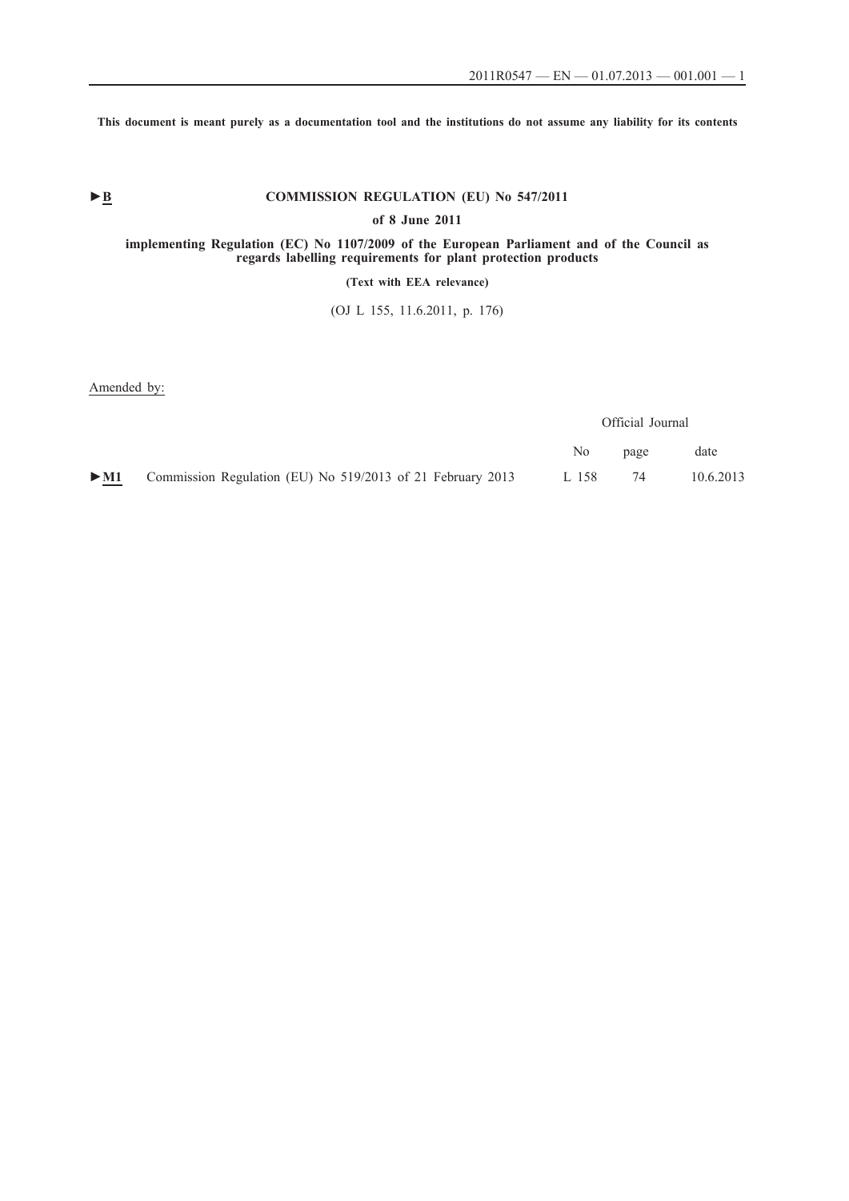This document is meant purely as a documentation tool and the institutions do not assume any liability for its contents

►B

# COMMISSION REGULATION (EU) No 547/2011

## of 8 June 2011

## implementing Regulation (EC) No 1107/2009 of the European Parliament and of the Council as regards labelling requirements for plant protection products

**(Text with EEA relevance)**

(OJ L 155, 11.6.2011, p. 176)

Amended by:

| | | Official Journal | | |
|---|---|---|---|---|
| | | No | page | date |
| ►M1 | Commission Regulation (EU) No 519/2013 of 21 February 2013 | L 158 | 74 | 10.6.2013 |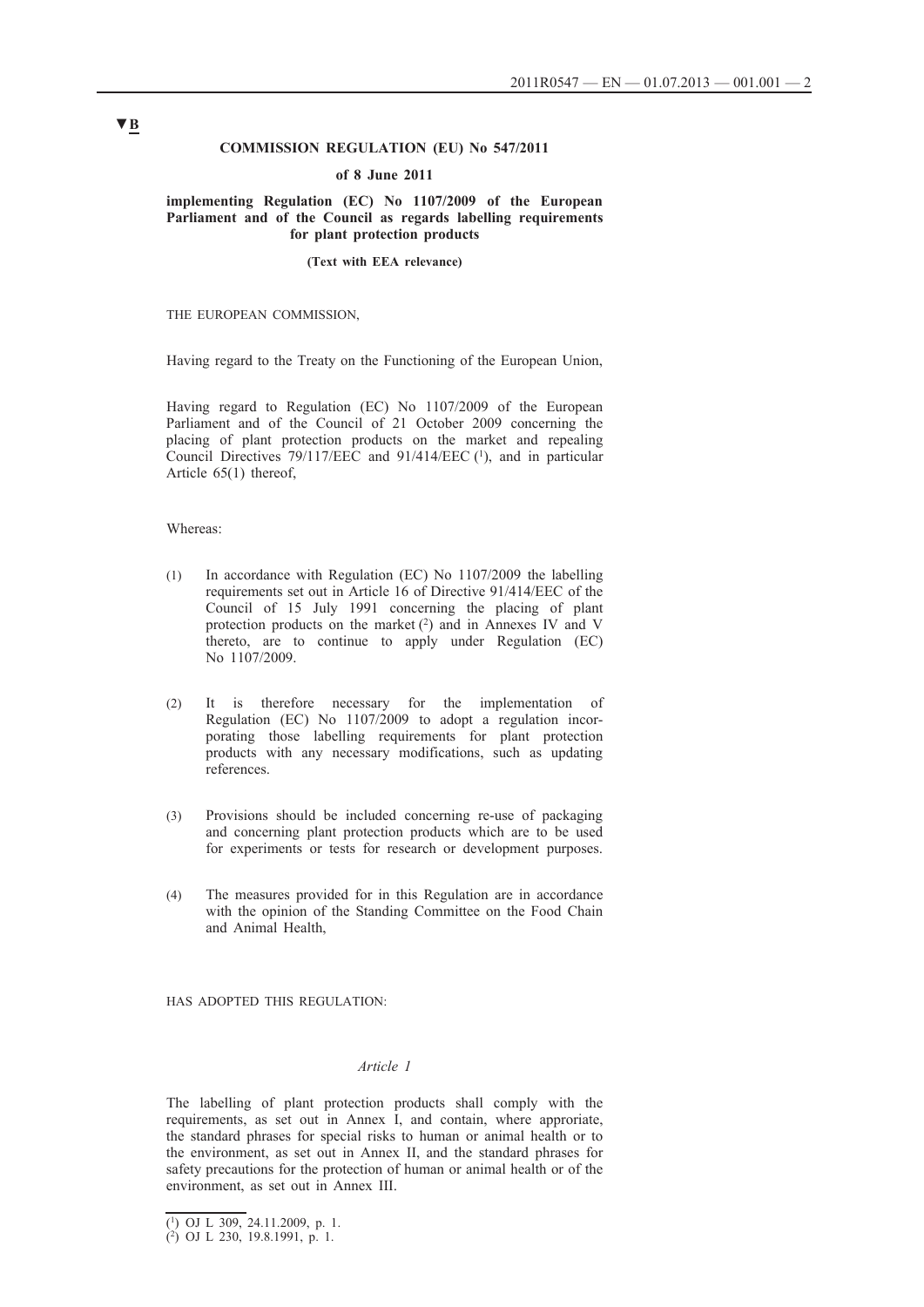▼B

**COMMISSION REGULATION (EU) No 547/2011**

**of 8 June 2011**

**implementing Regulation (EC) No 1107/2009 of the European Parliament and of the Council as regards labelling requirements for plant protection products**

**(Text with EEA relevance)**

THE EUROPEAN COMMISSION,

Having regard to the Treaty on the Functioning of the European Union,

Having regard to Regulation (EC) No 1107/2009 of the European Parliament and of the Council of 21 October 2009 concerning the placing of plant protection products on the market and repealing Council Directives 79/117/EEC and 91/414/EEC [1], and in particular Article 65(1) thereof,

Whereas:

(1) In accordance with Regulation (EC) No 1107/2009 the labelling requirements set out in Article 16 of Directive 91/414/EEC of the Council of 15 July 1991 concerning the placing of plant protection products on the market [2] and in Annexes IV and V thereto, are to continue to apply under Regulation (EC) No 1107/2009.

(2) It is therefore necessary for the implementation of Regulation (EC) No 1107/2009 to adopt a regulation incorporating those labelling requirements for plant protection products with any necessary modifications, such as updating references.

(3) Provisions should be included concerning re-use of packaging and concerning plant protection products which are to be used for experiments or tests for research or development purposes.

(4) The measures provided for in this Regulation are in accordance with the opinion of the Standing Committee on the Food Chain and Animal Health,

HAS ADOPTED THIS REGULATION:

*Article 1*

The labelling of plant protection products shall comply with the requirements, as set out in Annex I, and contain, where approriate, the standard phrases for special risks to human or animal health or to the environment, as set out in Annex II, and the standard phrases for safety precautions for the protection of human or animal health or of the environment, as set out in Annex III.

[1] OJ L 309, 24.11.2009, p. 1.

[2] OJ L 230, 19.8.1991, p. 1.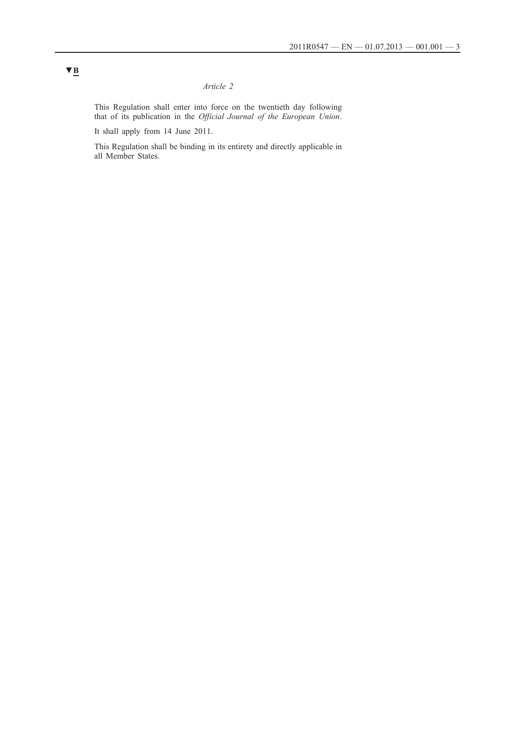▼B

*Article 2*

This Regulation shall enter into force on the twentieth day following that of its publication in the *Official Journal of the European Union*.

It shall apply from 14 June 2011.

This Regulation shall be binding in its entirety and directly applicable in all Member States.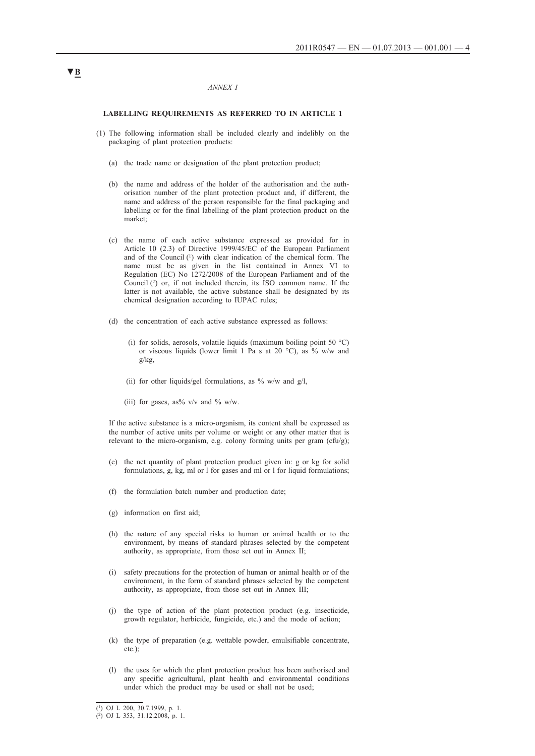▼B

*ANNEX I*

**LABELLING REQUIREMENTS AS REFERRED TO IN ARTICLE 1**

(1) The following information shall be included clearly and indelibly on the packaging of plant protection products:

(a) the trade name or designation of the plant protection product;

(b) the name and address of the holder of the authorisation and the authorisation number of the plant protection product and, if different, the name and address of the person responsible for the final packaging and labelling or for the final labelling of the plant protection product on the market;

(c) the name of each active substance expressed as provided for in Article 10 (2.3) of Directive 1999/45/EC of the European Parliament and of the Council [1] with clear indication of the chemical form. The name must be as given in the list contained in Annex VI to Regulation (EC) No 1272/2008 of the European Parliament and of the Council [2] or, if not included therein, its ISO common name. If the latter is not available, the active substance shall be designated by its chemical designation according to IUPAC rules;

(d) the concentration of each active substance expressed as follows:

(i) for solids, aerosols, volatile liquids (maximum boiling point 50 °C) or viscous liquids (lower limit 1 Pa s at 20 °C), as % w/w and g/kg,

(ii) for other liquids/gel formulations, as % w/w and g/l,

(iii) for gases, as% v/v and % w/w.

If the active substance is a micro-organism, its content shall be expressed as the number of active units per volume or weight or any other matter that is relevant to the micro-organism, e.g. colony forming units per gram (cfu/g);

(e) the net quantity of plant protection product given in: g or kg for solid formulations, g, kg, ml or l for gases and ml or l for liquid formulations;

(f) the formulation batch number and production date;

(g) information on first aid;

(h) the nature of any special risks to human or animal health or to the environment, by means of standard phrases selected by the competent authority, as appropriate, from those set out in Annex II;

(i) safety precautions for the protection of human or animal health or of the environment, in the form of standard phrases selected by the competent authority, as appropriate, from those set out in Annex III;

(j) the type of action of the plant protection product (e.g. insecticide, growth regulator, herbicide, fungicide, etc.) and the mode of action;

(k) the type of preparation (e.g. wettable powder, emulsifiable concentrate, etc.);

(l) the uses for which the plant protection product has been authorised and any specific agricultural, plant health and environmental conditions under which the product may be used or shall not be used;

---

[1] OJ L 200, 30.7.1999, p. 1.

[2] OJ L 353, 31.12.2008, p. 1.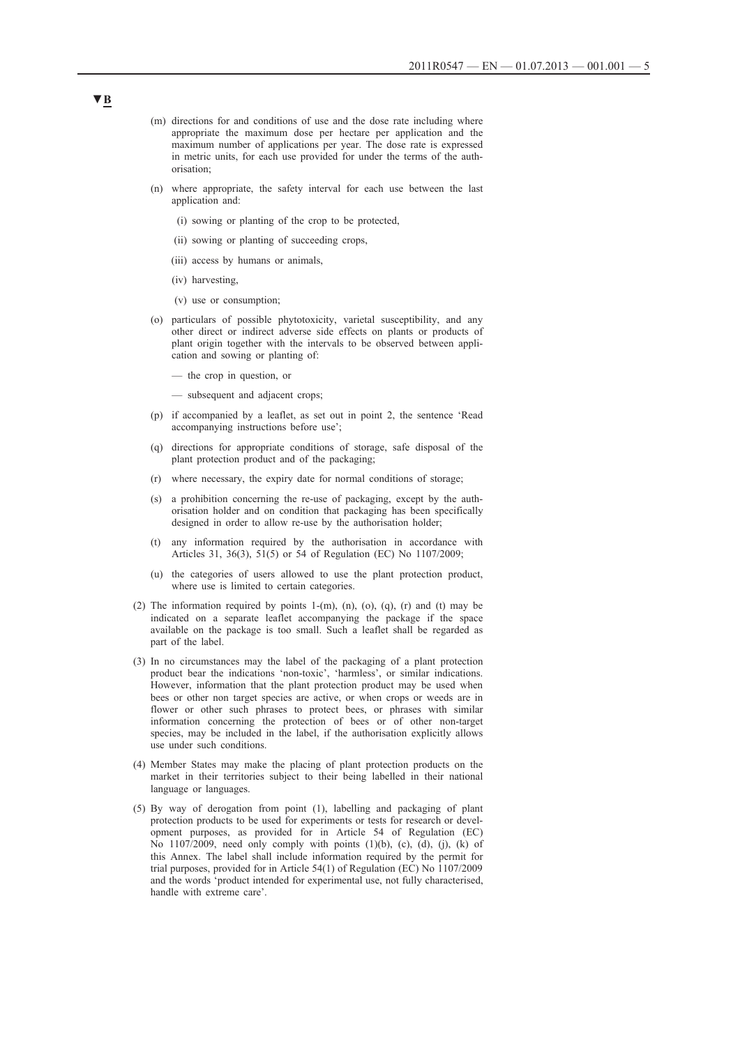▼B

(m) directions for and conditions of use and the dose rate including where appropriate the maximum dose per hectare per application and the maximum number of applications per year. The dose rate is expressed in metric units, for each use provided for under the terms of the authorisation;

(n) where appropriate, the safety interval for each use between the last application and:

  (i) sowing or planting of the crop to be protected,

  (ii) sowing or planting of succeeding crops,

  (iii) access by humans or animals,

  (iv) harvesting,

  (v) use or consumption;

(o) particulars of possible phytotoxicity, varietal susceptibility, and any other direct or indirect adverse side effects on plants or products of plant origin together with the intervals to be observed between application and sowing or planting of:

  — the crop in question, or

  — subsequent and adjacent crops;

(p) if accompanied by a leaflet, as set out in point 2, the sentence 'Read accompanying instructions before use';

(q) directions for appropriate conditions of storage, safe disposal of the plant protection product and of the packaging;

(r) where necessary, the expiry date for normal conditions of storage;

(s) a prohibition concerning the re-use of packaging, except by the authorisation holder and on condition that packaging has been specifically designed in order to allow re-use by the authorisation holder;

(t) any information required by the authorisation in accordance with Articles 31, 36(3), 51(5) or 54 of Regulation (EC) No 1107/2009;

(u) the categories of users allowed to use the plant protection product, where use is limited to certain categories.

(2) The information required by points 1-(m), (n), (o), (q), (r) and (t) may be indicated on a separate leaflet accompanying the package if the space available on the package is too small. Such a leaflet shall be regarded as part of the label.

(3) In no circumstances may the label of the packaging of a plant protection product bear the indications 'non-toxic', 'harmless', or similar indications. However, information that the plant protection product may be used when bees or other non target species are active, or when crops or weeds are in flower or other such phrases to protect bees, or phrases with similar information concerning the protection of bees or of other non-target species, may be included in the label, if the authorisation explicitly allows use under such conditions.

(4) Member States may make the placing of plant protection products on the market in their territories subject to their being labelled in their national language or languages.

(5) By way of derogation from point (1), labelling and packaging of plant protection products to be used for experiments or tests for research or development purposes, as provided for in Article 54 of Regulation (EC) No 1107/2009, need only comply with points (1)(b), (c), (d), (j), (k) of this Annex. The label shall include information required by the permit for trial purposes, provided for in Article 54(1) of Regulation (EC) No 1107/2009 and the words 'product intended for experimental use, not fully characterised, handle with extreme care'.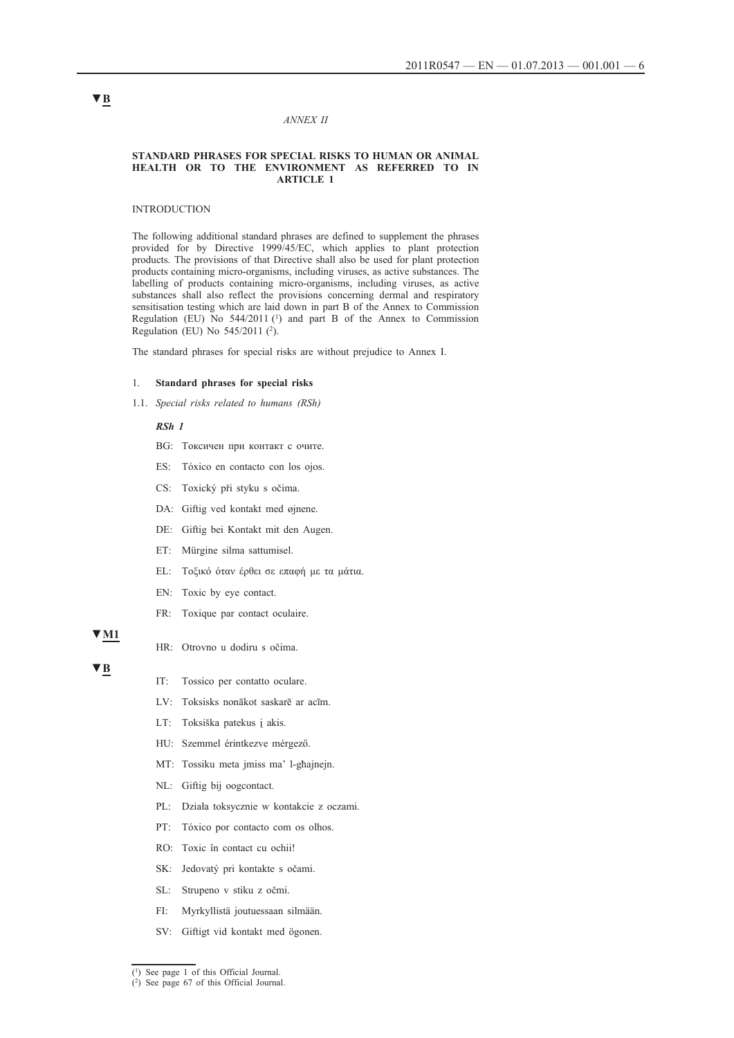▼B

*ANNEX II*

**STANDARD PHRASES FOR SPECIAL RISKS TO HUMAN OR ANIMAL HEALTH OR TO THE ENVIRONMENT AS REFERRED TO IN ARTICLE 1**

INTRODUCTION

The following additional standard phrases are defined to supplement the phrases provided for by Directive 1999/45/EC, which applies to plant protection products. The provisions of that Directive shall also be used for plant protection products containing micro-organisms, including viruses, as active substances. The labelling of products containing micro-organisms, including viruses, as active substances shall also reflect the provisions concerning dermal and respiratory sensitisation testing which are laid down in part B of the Annex to Commission Regulation (EU) No 544/2011 [1] and part B of the Annex to Commission Regulation (EU) No 545/2011 [2].

The standard phrases for special risks are without prejudice to Annex I.

1. **Standard phrases for special risks**

1.1. *Special risks related to humans (RSh)*

***RSh 1***

BG: Токсичен при контакт с очите.

ES: Tóxico en contacto con los ojos.

CS: Toxický při styku s očima.

DA: Giftig ved kontakt med øjnene.

DE: Giftig bei Kontakt mit den Augen.

ET: Mürgine silma sattumisel.

EL: Τοξικό όταν έρθει σε επαφή με τα μάτια.

EN: Toxic by eye contact.

FR: Toxique par contact oculaire.

▼M1

HR: Otrovno u dodiru s očima.

▼B

IT: Tossico per contatto oculare.

LV: Toksisks nonākot saskarē ar acīm.

LT: Toksiška patekus į akis.

HU: Szemmel érintkezve mérgező.

MT: Tossiku meta jmiss ma' l-għajnejn.

NL: Giftig bij oogcontact.

PL: Działa toksycznie w kontakcie z oczami.

PT: Tóxico por contacto com os olhos.

RO: Toxic în contact cu ochii!

SK: Jedovatý pri kontakte s očami.

SL: Strupeno v stiku z očmi.

FI: Myrkyllistä joutuessaan silmään.

SV: Giftigt vid kontakt med ögonen.

---

[1] See page 1 of this Official Journal.

[2] See page 67 of this Official Journal.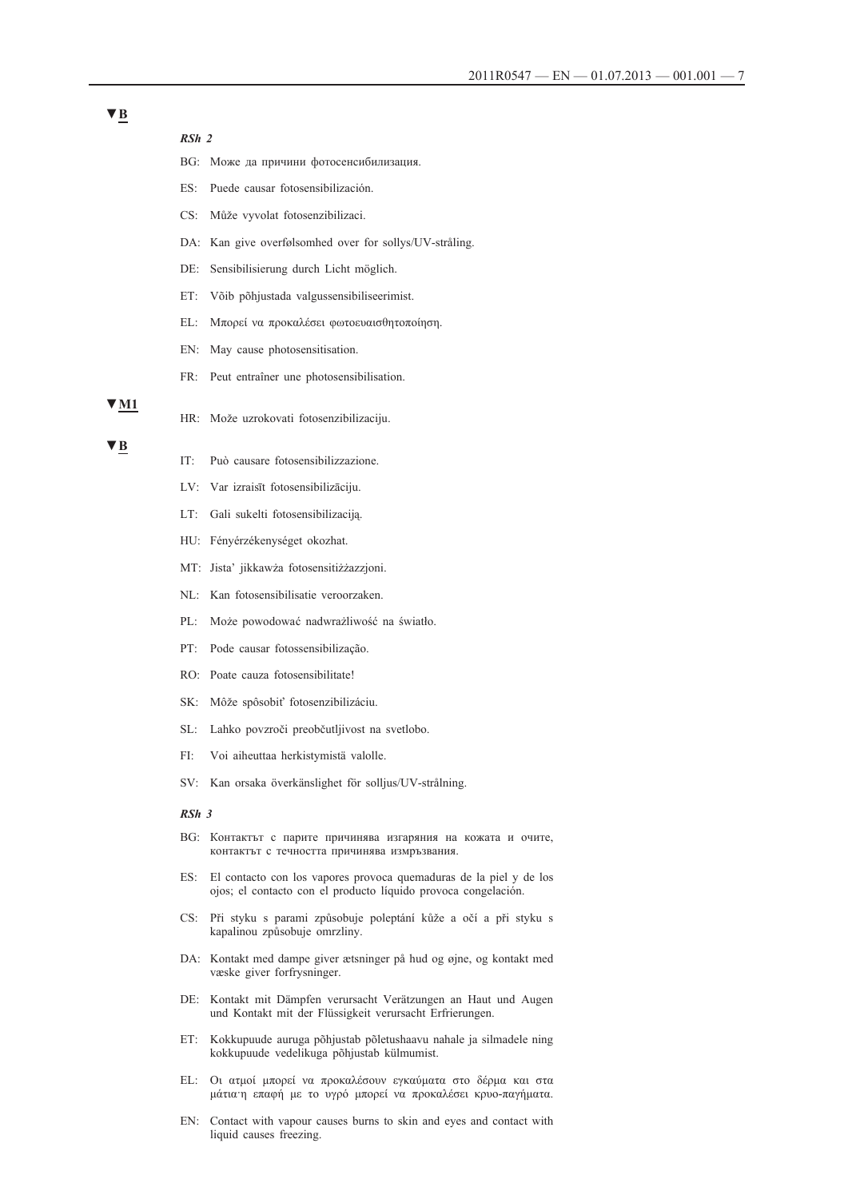▼B

*RSh 2*

BG: Може да причини фотосенсибилизация.

ES: Puede causar fotosensibilización.

CS: Může vyvolat fotosenzibilizaci.

DA: Kan give overfølsomhed over for sollys/UV-stråling.

DE: Sensibilisierung durch Licht möglich.

ET: Võib põhjustada valgussensibiliseerimist.

EL: Μπορεί να προκαλέσει φωτοευαισθητοποίηση.

EN: May cause photosensitisation.

FR: Peut entraîner une photosensibilisation.

▼M1

HR: Može uzrokovati fotosenzibilizaciju.

▼B

IT: Può causare fotosensibilizzazione.

LV: Var izraisīt fotosensibilizāciju.

LT: Gali sukelti fotosensibilizaciją.

HU: Fényérzékenységet okozhat.

MT: Jista' jikkawża fotosensitiżżazzjoni.

NL: Kan fotosensibilisatie veroorzaken.

PL: Może powodować nadwrażliwość na światło.

PT: Pode causar fotossensibilização.

RO: Poate cauza fotosensibilitate!

SK: Môže spôsobiť fotosenzibilizáciu.

SL: Lahko povzroči preobčutljivost na svetlobo.

FI: Voi aiheuttaa herkistymistä valolle.

SV: Kan orsaka överkänslighet för solljus/UV-strålning.

*RSh 3*

BG: Контактът с парите причинява изгаряния на кожата и очите, контактът с течността причинява измръзвания.

ES: El contacto con los vapores provoca quemaduras de la piel y de los ojos; el contacto con el producto líquido provoca congelación.

CS: Při styku s parami způsobuje poleptání kůže a očí a při styku s kapalinou způsobuje omrzliny.

DA: Kontakt med dampe giver ætsninger på hud og øjne, og kontakt med væske giver forfrysninger.

DE: Kontakt mit Dämpfen verursacht Verätzungen an Haut und Augen und Kontakt mit der Flüssigkeit verursacht Erfrierungen.

ET: Kokkupuude auruga põhjustab põletushaavu nahale ja silmadele ning kokkupuude vedelikuga põhjustab külmumist.

EL: Οι ατμοί μπορεί να προκαλέσουν εγκαύματα στο δέρμα και στα μάτια·η επαφή με το υγρό μπορεί να προκαλέσει κρυο-παγήματα.

EN: Contact with vapour causes burns to skin and eyes and contact with liquid causes freezing.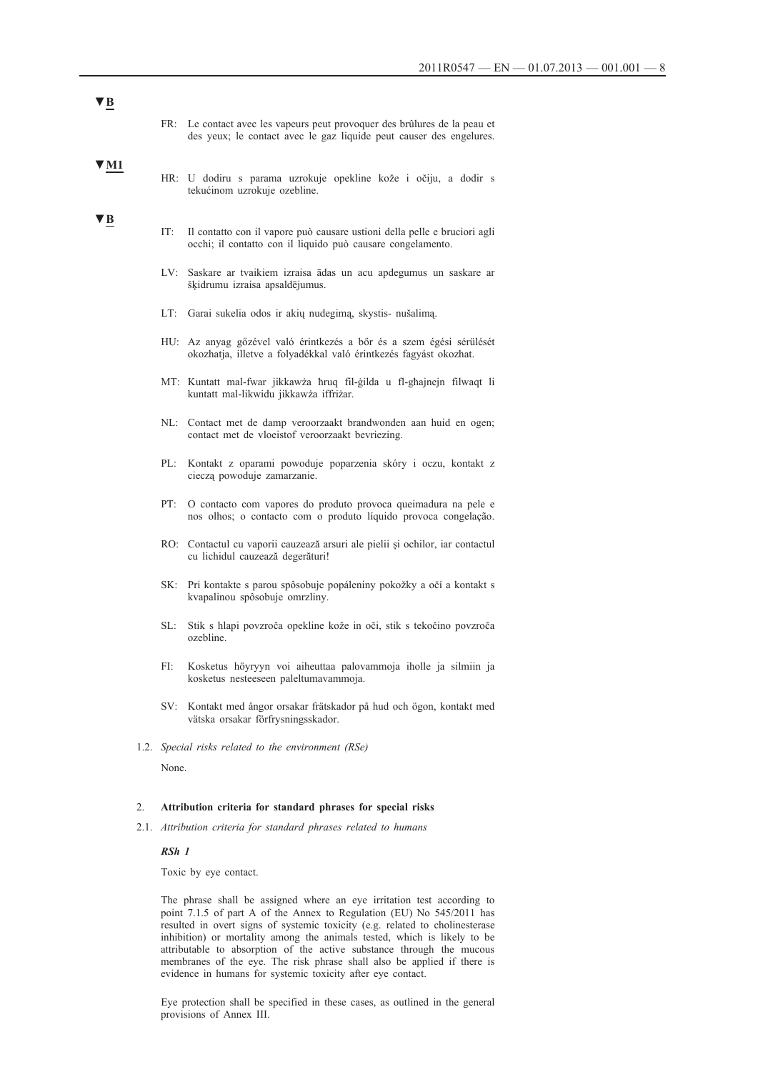▼B

FR: Le contact avec les vapeurs peut provoquer des brûlures de la peau et des yeux; le contact avec le gaz liquide peut causer des engelures.

▼M1

HR: U dodiru s parama uzrokuje opekline kože i očiju, a dodir s tekućinom uzrokuje ozebline.

▼B

IT: Il contatto con il vapore può causare ustioni della pelle e bruciori agli occhi; il contatto con il liquido può causare congelamento.

LV: Saskare ar tvaikiem izraisa ādas un acu apdegumus un saskare ar šķidrumu izraisa apsaldējumus.

LT: Garai sukelia odos ir akių nudegimą, skystis- nušalimą.

HU: Az anyag gőzével való érintkezés a bőr és a szem égési sérülését okozhatja, illetve a folyadékkal való érintkezés fagyást okozhat.

MT: Kuntatt mal-fwar jikkawża ħruq fil-ġilda u fl-għajnejn filwaqt li kuntatt mal-likwidu jikkawża iffriżar.

NL: Contact met de damp veroorzaakt brandwonden aan huid en ogen; contact met de vloeistof veroorzaakt bevriezing.

PL: Kontakt z oparami powoduje poparzenia skóry i oczu, kontakt z cieczą powoduje zamarzanie.

PT: O contacto com vapores do produto provoca queimadura na pele e nos olhos; o contacto com o produto líquido provoca congelação.

RO: Contactul cu vaporii cauzează arsuri ale pielii și ochilor, iar contactul cu lichidul cauzează degerături!

SK: Pri kontakte s parou spôsobuje popáleniny pokožky a očí a kontakt s kvapalinou spôsobuje omrzliny.

SL: Stik s hlapi povzroča opekline kože in oči, stik s tekočino povzroča ozebline.

FI: Kosketus höyryyn voi aiheuttaa palovammoja iholle ja silmiin ja kosketus nesteeseen paleltumavammoja.

SV: Kontakt med ångor orsakar frätskador på hud och ögon, kontakt med vätska orsakar förfrysningsskador.

1.2. *Special risks related to the environment (RSe)*

None.

## 2. Attribution criteria for standard phrases for special risks

2.1. *Attribution criteria for standard phrases related to humans*

***RSh 1***

Toxic by eye contact.

The phrase shall be assigned where an eye irritation test according to point 7.1.5 of part A of the Annex to Regulation (EU) No 545/2011 has resulted in overt signs of systemic toxicity (e.g. related to cholinesterase inhibition) or mortality among the animals tested, which is likely to be attributable to absorption of the active substance through the mucous membranes of the eye. The risk phrase shall also be applied if there is evidence in humans for systemic toxicity after eye contact.

Eye protection shall be specified in these cases, as outlined in the general provisions of Annex III.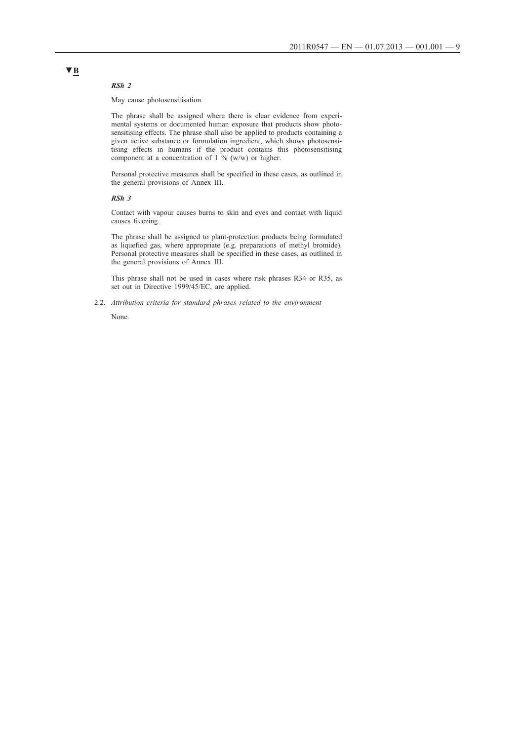▼B

***RSh 2***

May cause photosensitisation.

The phrase shall be assigned where there is clear evidence from experimental systems or documented human exposure that products show photosensitising effects. The phrase shall also be applied to products containing a given active substance or formulation ingredient, which shows photosensitising effects in humans if the product contains this photosensitising component at a concentration of 1 % (w/w) or higher.

Personal protective measures shall be specified in these cases, as outlined in the general provisions of Annex III.

***RSh 3***

Contact with vapour causes burns to skin and eyes and contact with liquid causes freezing.

The phrase shall be assigned to plant-protection products being formulated as liquefied gas, where appropriate (e.g. preparations of methyl bromide). Personal protective measures shall be specified in these cases, as outlined in the general provisions of Annex III.

This phrase shall not be used in cases where risk phrases R34 or R35, as set out in Directive 1999/45/EC, are applied.

2.2. *Attribution criteria for standard phrases related to the environment*

None.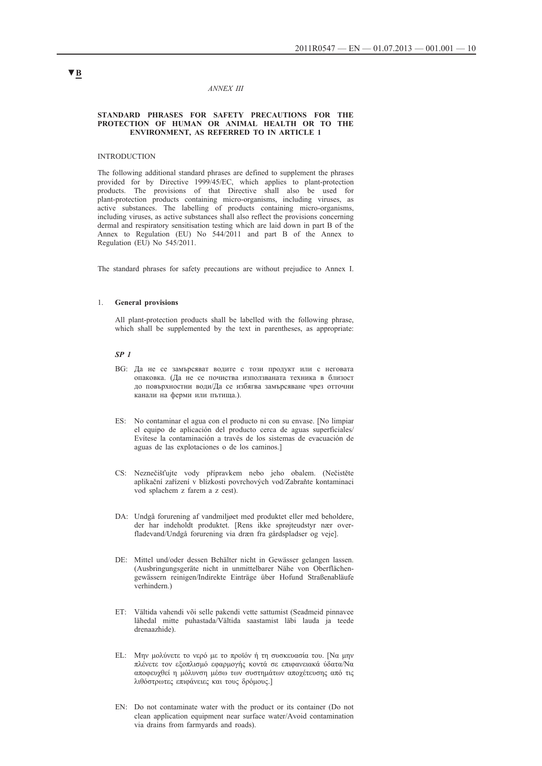▼B

*ANNEX III*

**STANDARD PHRASES FOR SAFETY PRECAUTIONS FOR THE PROTECTION OF HUMAN OR ANIMAL HEALTH OR TO THE ENVIRONMENT, AS REFERRED TO IN ARTICLE 1**

INTRODUCTION

The following additional standard phrases are defined to supplement the phrases provided for by Directive 1999/45/EC, which applies to plant-protection products. The provisions of that Directive shall also be used for plant-protection products containing micro-organisms, including viruses, as active substances. The labelling of products containing micro-organisms, including viruses, as active substances shall also reflect the provisions concerning dermal and respiratory sensitisation testing which are laid down in part B of the Annex to Regulation (EU) No 544/2011 and part B of the Annex to Regulation (EU) No 545/2011.

The standard phrases for safety precautions are without prejudice to Annex I.

1. **General provisions**

All plant-protection products shall be labelled with the following phrase, which shall be supplemented by the text in parentheses, as appropriate:

***SP 1***

BG: Да не се замърсяват водите с този продукт или с неговата опаковка. (Да не се почиства използваната техника в близост до повърхностни води/Да се избягва замърсяване чрез отточни канали на ферми или пътища.).

ES: No contaminar el agua con el producto ni con su envase. [No limpiar el equipo de aplicación del producto cerca de aguas superficiales/ Evítese la contaminación a través de los sistemas de evacuación de aguas de las explotaciones o de los caminos.]

CS: Neznečišťujte vody přípravkem nebo jeho obalem. (Nečistěte aplikační zařízení v blízkosti povrchových vod/Zabraňte kontaminaci vod splachem z farem a z cest).

DA: Undgå forurening af vandmiljøet med produktet eller med beholdere, der har indeholdt produktet. [Rens ikke sprøjteudstyr nær overfladevand/Undgå forurening via dræn fra gårdspladser og veje].

DE: Mittel und/oder dessen Behälter nicht in Gewässer gelangen lassen. (Ausbringungsgeräte nicht in unmittelbarer Nähe von Oberflächengewässern reinigen/Indirekte Einträge über Hofund Straßenabläufe verhindern.)

ET: Vältida vahendi või selle pakendi vette sattumist (Seadmeid pinnavee lähedal mitte puhastada/Vältida saastamist läbi lauda ja teede drenaazhide).

EL: Μην μολύνετε το νερό με το προϊόν ή τη συσκευασία του. [Να μην πλένετε τον εξοπλισμό εφαρμογής κοντά σε επιφανειακά ύδατα/Να αποφευχθεί η μόλυνση μέσω των συστημάτων αποχέτευσης από τις λιθόστρωτες επιφάνειες και τους δρόμους.]

EN: Do not contaminate water with the product or its container (Do not clean application equipment near surface water/Avoid contamination via drains from farmyards and roads).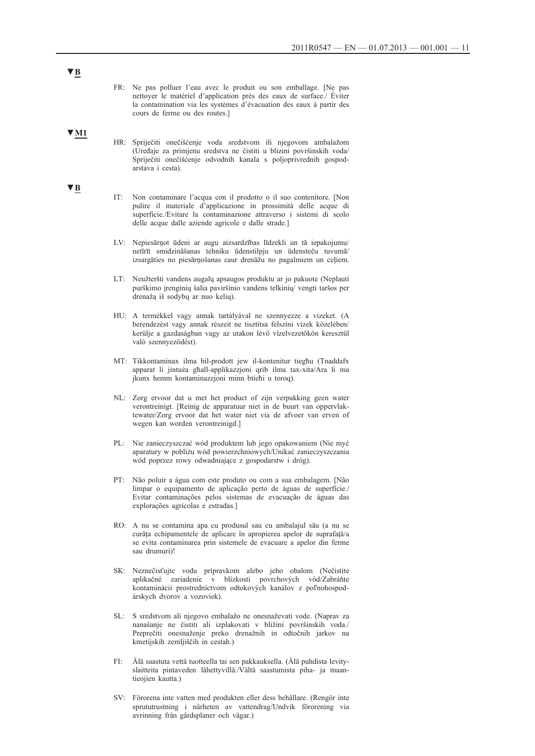▼**B**

FR: Ne pas polluer l'eau avec le produit ou son emballage. [Ne pas nettoyer le matériel d'application près des eaux de surface./ Éviter la contamination via les systèmes d'évacuation des eaux à partir des cours de ferme ou des routes.]

▼**M1**

HR: Spriječiti onečišćenje voda sredstvom ili njegovom ambalažom (Uređaje za primjenu sredstva ne čistiti u blizini površinskih voda/ Spriječiti onečišćenje odvodnih kanala s poljoprivrednih gospodarstava i cesta).

▼**B**

IT: Non contaminare l'acqua con il prodotto o il suo contenitore. [Non pulire il materiale d'applicazione in prossimità delle acque di superficie./Evitare la contaminazione attraverso i sistemi di scolo delle acque dalle aziende agricole e dalle strade.]

LV: Nepiesārņot ūdeni ar augu aizsardzības līdzekli un tā iepakojumu/ netīrīt smidzināšanas tehniku ūdenstilpju un ūdensteču tuvumā/ izsargāties no piesārņošanas caur drenāžu no pagalmiem un ceļiem.

LT: Neužteršti vandens augalų apsaugos produktu ar jo pakuote (Neplauti purškimo įrenginių šalia paviršinio vandens telkinių/ vengti taršos per drenažą iš sodybų ar nuo kelių).

HU: A termékkel vagy annak tartályával ne szennyezze a vizeket. (A berendezést vagy annak részeit ne tisztítsa felszíni vizek közelében/ kerülje a gazdaságban vagy az utakon lévő vízelvezetőkön keresztül való szennyeződést).

MT: Tikkontaminax ilma bil-prodott jew il-kontenitur tiegħu (Tnaddafx apparat li jintuża għall-applikazzjoni qrib ilma tax-xita/Ara li ma jkunx hemm kontaminazzjoni minn btieħi u toroq).

NL: Zorg ervoor dat u met het product of zijn verpakking geen water verontreinigt. [Reinig de apparatuur niet in de buurt van oppervlaktewater/Zorg ervoor dat het water niet via de afvoer van erven of wegen kan worden verontreinigd.]

PL: Nie zanieczyszczać wód produktem lub jego opakowaniem (Nie myć aparatury w pobliżu wód powierzchniowych/Unikać zanieczyszczania wód poprzez rowy odwadniające z gospodarstw i dróg).

PT: Não poluir a água com este produto ou com a sua embalagem. [Não limpar o equipamento de aplicação perto de águas de superfície./ Evitar contaminações pelos sistemas de evacuação de águas das explorações agrícolas e estradas.]

RO: A nu se contamina apa cu produsul sau cu ambalajul său (a nu se curăța echipamentele de aplicare în apropierea apelor de suprafață/a se evita contaminarea prin sistemele de evacuare a apelor din ferme sau drumuri)!

SK: Neznečisťujte vodu prípravkom alebo jeho obalom (Nečistite aplikačné zariadenie v blízkosti povrchových vôd/Zabráňte kontaminácii prostredníctvom odtokových kanálov z poľnohospodárskych dvorov a vozoviek).

SL: S sredstvom ali njegovo embalažo ne onesnaževati vode. (Naprav za nanašanje ne čistiti ali izplakovati v bližini površinskih voda./ Preprečiti onesnaženje preko drenažnih in odtočnih jarkov na kmetijskih zemljiščih in cestah.)

FI: Älä saastuta vettä tuotteella tai sen pakkauksella. (Älä puhdista levityslaitteita pintaveden lähettyvillä./Vältä saastumista piha- ja maantieojien kautta.)

SV: Förorena inte vatten med produkten eller dess behållare. (Rengör inte sprututrustning i närheten av vattendrag/Undvik förorening via avrinning från gårdsplaner och vägar.)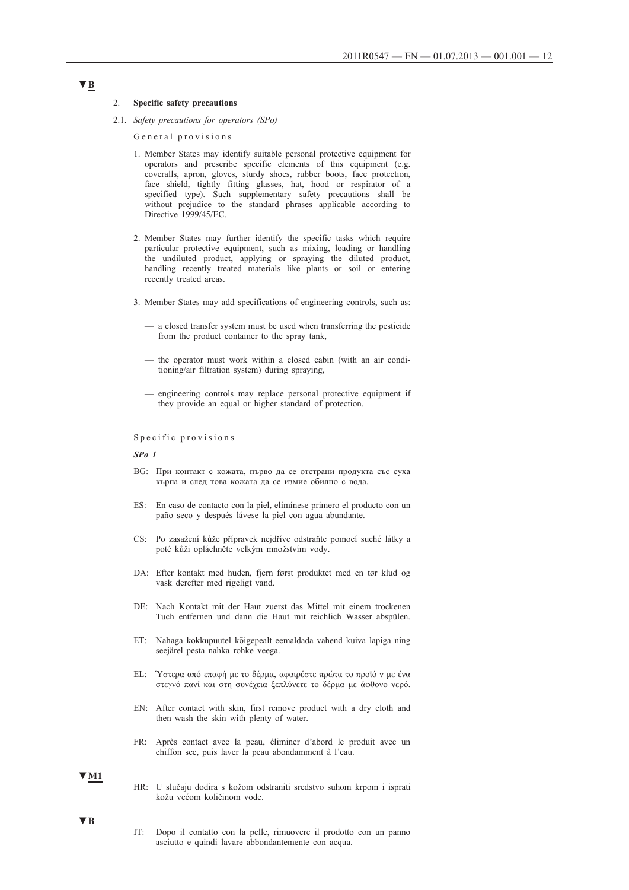▼B

2. **Specific safety precautions**

2.1. *Safety precautions for operators (SPo)*

General provisions

1. Member States may identify suitable personal protective equipment for operators and prescribe specific elements of this equipment (e.g. coveralls, apron, gloves, sturdy shoes, rubber boots, face protection, face shield, tightly fitting glasses, hat, hood or respirator of a specified type). Such supplementary safety precautions shall be without prejudice to the standard phrases applicable according to Directive 1999/45/EC.

2. Member States may further identify the specific tasks which require particular protective equipment, such as mixing, loading or handling the undiluted product, applying or spraying the diluted product, handling recently treated materials like plants or soil or entering recently treated areas.

3. Member States may add specifications of engineering controls, such as:

— a closed transfer system must be used when transferring the pesticide from the product container to the spray tank,

— the operator must work within a closed cabin (with an air conditioning/air filtration system) during spraying,

— engineering controls may replace personal protective equipment if they provide an equal or higher standard of protection.

Specific provisions

***SPo 1***

BG: При контакт с кожата, първо да се отстрани продукта със суха кърпа и след това кожата да се измие обилно с вода.

ES: En caso de contacto con la piel, elimínese primero el producto con un paño seco y después lávese la piel con agua abundante.

CS: Po zasažení kůže přípravek nejdříve odstraňte pomocí suché látky a poté kůži opláchněte velkým množstvím vody.

DA: Efter kontakt med huden, fjern først produktet med en tør klud og vask derefter med rigeligt vand.

DE: Nach Kontakt mit der Haut zuerst das Mittel mit einem trockenen Tuch entfernen und dann die Haut mit reichlich Wasser abspülen.

ET: Nahaga kokkupuutel kõigepealt eemaldada vahend kuiva lapiga ning seejärel pesta nahka rohke veega.

EL: Ύστερα από επαφή με το δέρμα, αφαιρέστε πρώτα το προϊό ν με ένα στεγνό πανί και στη συνέχεια ξεπλύνετε το δέρμα με άφθονο νερό.

EN: After contact with skin, first remove product with a dry cloth and then wash the skin with plenty of water.

FR: Après contact avec la peau, éliminer d'abord le produit avec un chiffon sec, puis laver la peau abondamment à l'eau.

▼M1

HR: U slučaju dodira s kožom odstraniti sredstvo suhom krpom i isprati kožu većom količinom vode.

▼B

IT: Dopo il contatto con la pelle, rimuovere il prodotto con un panno asciutto e quindi lavare abbondantemente con acqua.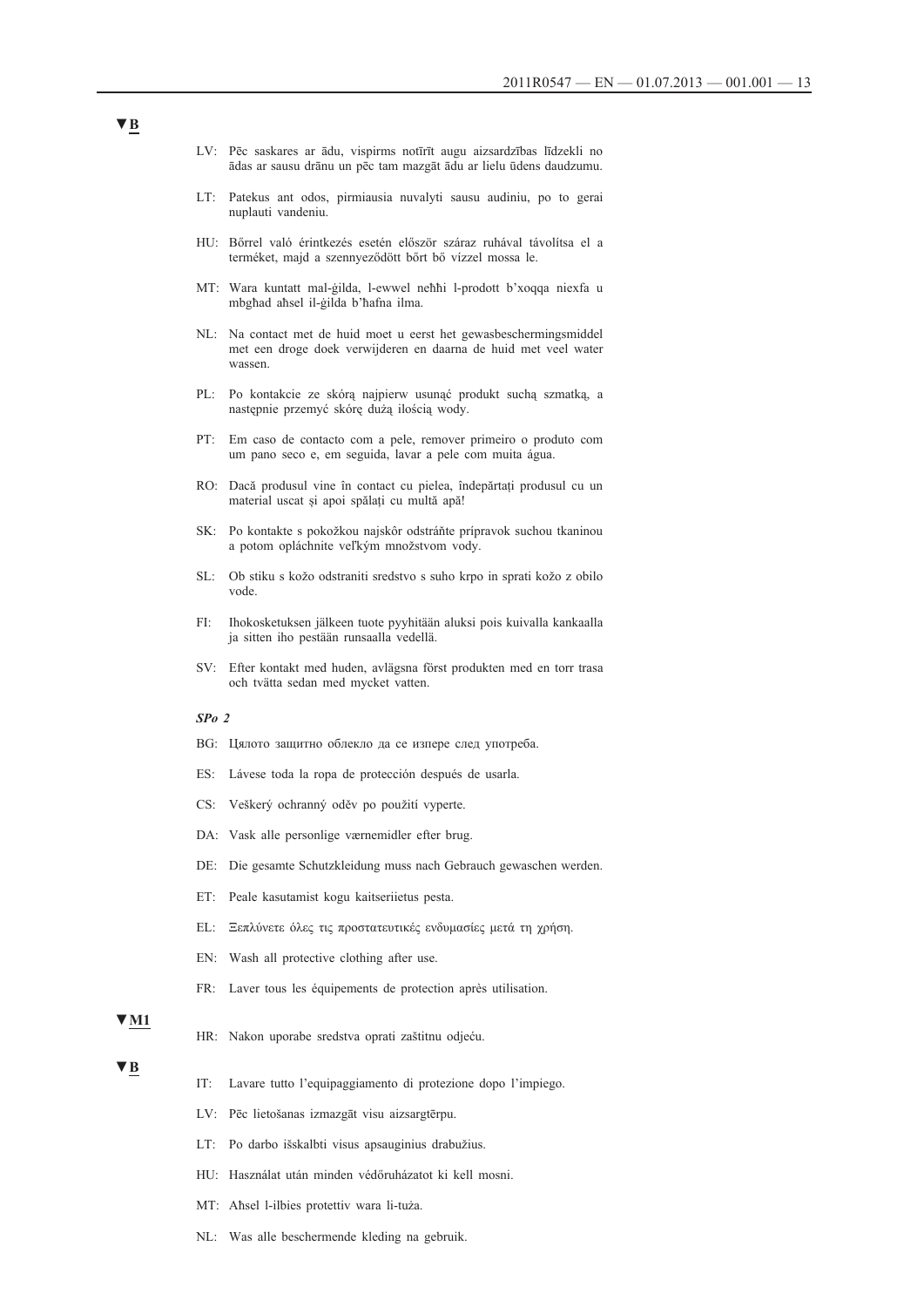▼B

LV: Pēc saskares ar ādu, vispirms notīrīt augu aizsardzības līdzekli no ādas ar sausu drānu un pēc tam mazgāt ādu ar lielu ūdens daudzumu.

LT: Patekus ant odos, pirmiausia nuvalyti sausu audiniu, po to gerai nuplauti vandeniu.

HU: Bőrrel való érintkezés esetén először száraz ruhával távolítsa el a terméket, majd a szennyeződött bőrt bő vízzel mossa le.

MT: Wara kuntatt mal-ġilda, l-ewwel neħħi l-prodott b'xoqqa niexfa u mbgħad aħsel il-ġilda b'ħafna ilma.

NL: Na contact met de huid moet u eerst het gewasbeschermingsmiddel met een droge doek verwijderen en daarna de huid met veel water wassen.

PL: Po kontakcie ze skórą najpierw usunąć produkt suchą szmatką, a następnie przemyć skórę dużą ilością wody.

PT: Em caso de contacto com a pele, remover primeiro o produto com um pano seco e, em seguida, lavar a pele com muita água.

RO: Dacă produsul vine în contact cu pielea, îndepărtați produsul cu un material uscat și apoi spălați cu multă apă!

SK: Po kontakte s pokožkou najskôr odstráňte prípravok suchou tkaninou a potom opláchnite veľkým množstvom vody.

SL: Ob stiku s kožo odstraniti sredstvo s suho krpo in sprati kožo z obilo vode.

FI: Ihokosketuksen jälkeen tuote pyyhitään aluksi pois kuivalla kankaalla ja sitten iho pestään runsaalla vedellä.

SV: Efter kontakt med huden, avlägsna först produkten med en torr trasa och tvätta sedan med mycket vatten.

***SPo 2***

BG: Цялото защитно облекло да се изпере след употреба.

ES: Lávese toda la ropa de protección después de usarla.

CS: Veškerý ochranný oděv po použití vyperte.

DA: Vask alle personlige værnemidler efter brug.

DE: Die gesamte Schutzkleidung muss nach Gebrauch gewaschen werden.

ET: Peale kasutamist kogu kaitseriietus pesta.

EL: Ξεπλύνετε όλες τις προστατευτικές ενδυμασίες μετά τη χρήση.

EN: Wash all protective clothing after use.

FR: Laver tous les équipements de protection après utilisation.

▼M1

HR: Nakon uporabe sredstva oprati zaštitnu odjeću.

▼B

IT: Lavare tutto l'equipaggiamento di protezione dopo l'impiego.

LV: Pēc lietošanas izmazgāt visu aizsargtērpu.

LT: Po darbo išskalbti visus apsauginius drabužius.

HU: Használat után minden védőruházatot ki kell mosni.

MT: Aħsel l-ilbies protettiv wara li-tuża.

NL: Was alle beschermende kleding na gebruik.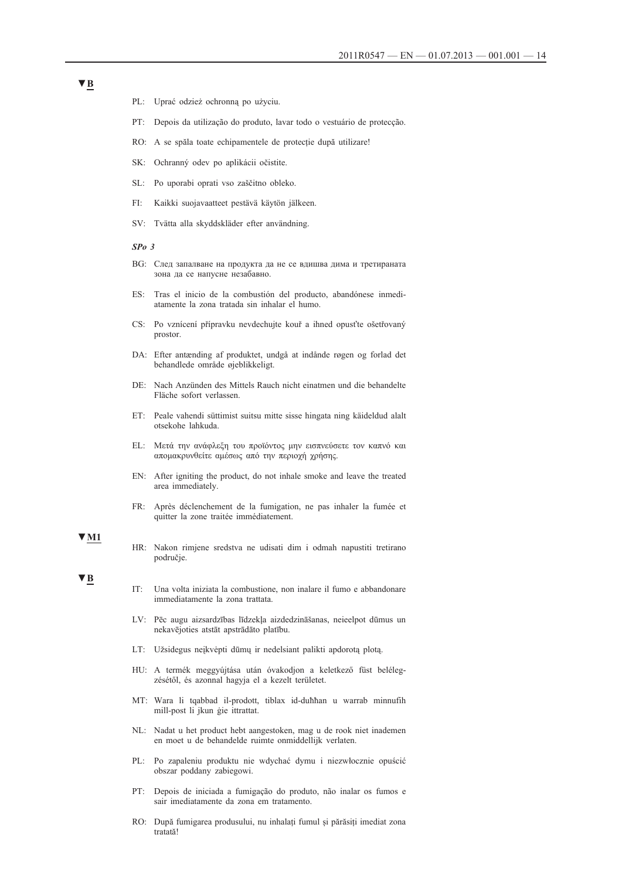▼B

PL: Uprać odzież ochronną po użyciu.

PT: Depois da utilização do produto, lavar todo o vestuário de protecção.

RO: A se spăla toate echipamentele de protecție după utilizare!

SK: Ochranný odev po aplikácii očistite.

SL: Po uporabi oprati vso zaščitno obleko.

FI: Kaikki suojavaatteet pestävä käytön jälkeen.

SV: Tvätta alla skyddskläder efter användning.

*SPo 3*

BG: След запалване на продукта да не се вдишва дима и третираната зона да се напусне незабавно.

ES: Tras el inicio de la combustión del producto, abandónese inmediatamente la zona tratada sin inhalar el humo.

CS: Po vznícení přípravku nevdechujte kouř a ihned opusťte ošetřovaný prostor.

DA: Efter antænding af produktet, undgå at indånde røgen og forlad det behandlede område øjeblikkeligt.

DE: Nach Anzünden des Mittels Rauch nicht einatmen und die behandelte Fläche sofort verlassen.

ET: Peale vahendi süttimist suitsu mitte sisse hingata ning käideldud alalt otsekohe lahkuda.

EL: Μετά την ανάφλεξη του προϊόντος μην εισπνεύσετε τον καπνό και απομακρυνθείτε αμέσως από την περιοχή χρήσης.

EN: After igniting the product, do not inhale smoke and leave the treated area immediately.

FR: Après déclenchement de la fumigation, ne pas inhaler la fumée et quitter la zone traitée immédiatement.

▼M1

HR: Nakon rimjene sredstva ne udisati dim i odmah napustiti tretirano područje.

▼B

IT: Una volta iniziata la combustione, non inalare il fumo e abbandonare immediatamente la zona trattata.

LV: Pēc augu aizsardzības līdzekļa aizdedzināšanas, neieelpot dūmus un nekavējoties atstāt apstrādāto platību.

LT: Užsidegus neįkvėpti dūmų ir nedelsiant palikti apdorotą plotą.

HU: A termék meggyújtása után óvakodjon a keletkező füst belélegzésétől, és azonnal hagyja el a kezelt területet.

MT: Wara li tqabbad il-prodott, tiblax id-duħħan u warrab minnufih mill-post li jkun ġie ittrattat.

NL: Nadat u het product hebt aangestoken, mag u de rook niet inademen en moet u de behandelde ruimte onmiddellijk verlaten.

PL: Po zapaleniu produktu nie wdychać dymu i niezwłocznie opuścić obszar poddany zabiegowi.

PT: Depois de iniciada a fumigação do produto, não inalar os fumos e sair imediatamente da zona em tratamento.

RO: După fumigarea produsului, nu inhalați fumul și părăsiți imediat zona tratată!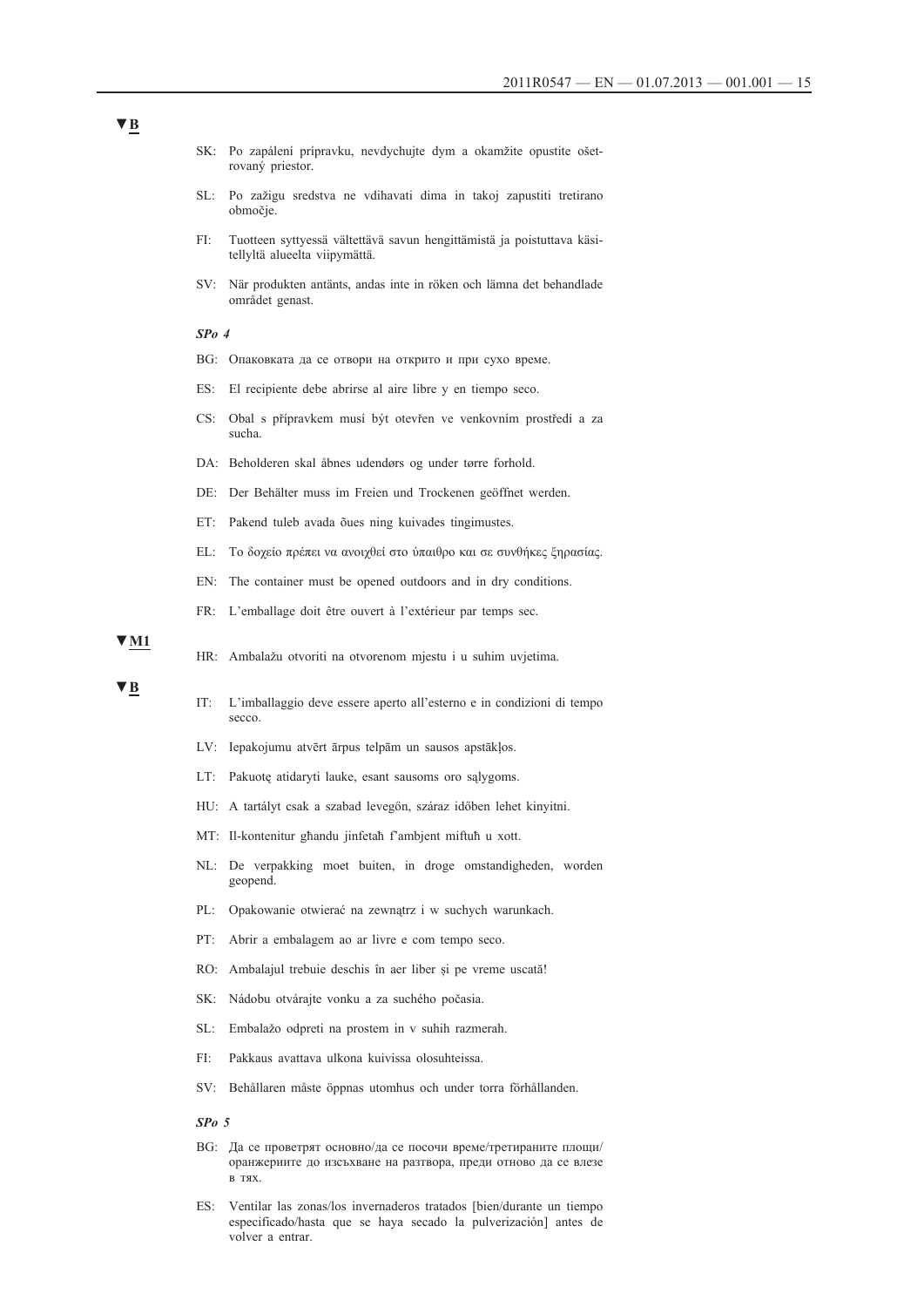▼B

SK: Po zapálení prípravku, nevdychujte dym a okamžite opustite ošetrovaný priestor.

SL: Po zažigu sredstva ne vdihavati dima in takoj zapustiti tretirano območje.

FI: Tuotteen syttyessä vältettävä savun hengittämistä ja poistuttava käsitellyltä alueelta viipymättä.

SV: När produkten antänts, andas inte in röken och lämna det behandlade området genast.

*SPo 4*

BG: Опаковката да се отвори на открито и при сухо време.

ES: El recipiente debe abrirse al aire libre y en tiempo seco.

CS: Obal s přípravkem musí být otevřen ve venkovním prostředí a za sucha.

DA: Beholderen skal åbnes udendørs og under tørre forhold.

DE: Der Behälter muss im Freien und Trockenen geöffnet werden.

ET: Pakend tuleb avada õues ning kuivades tingimustes.

EL: Το δοχείο πρέπει να ανοιχθεί στο ύπαιθρο και σε συνθήκες ξηρασίας.

EN: The container must be opened outdoors and in dry conditions.

FR: L'emballage doit être ouvert à l'extérieur par temps sec.

▼M1

HR: Ambalažu otvoriti na otvorenom mjestu i u suhim uvjetima.

▼B

IT: L'imballaggio deve essere aperto all'esterno e in condizioni di tempo secco.

LV: Iepakojumu atvērt ārpus telpām un sausos apstākļos.

LT: Pakuotę atidaryti lauke, esant sausoms oro sąlygoms.

HU: A tartályt csak a szabad levegőn, száraz időben lehet kinyitni.

MT: Il-kontenitur għandu jinfetaħ f'ambjent miftuħ u xott.

NL: De verpakking moet buiten, in droge omstandigheden, worden geopend.

PL: Opakowanie otwierać na zewnątrz i w suchych warunkach.

PT: Abrir a embalagem ao ar livre e com tempo seco.

RO: Ambalajul trebuie deschis în aer liber și pe vreme uscată!

SK: Nádobu otvárajte vonku a za suchého počasia.

SL: Embalažo odpreti na prostem in v suhih razmerah.

FI: Pakkaus avattava ulkona kuivissa olosuhteissa.

SV: Behållaren måste öppnas utomhus och under torra förhållanden.

*SPo 5*

BG: Да се проветрят основно/да се посочи време/третираните площи/оранжериите до изсъхване на разтвора, преди отново да се влезе в тях.

ES: Ventilar las zonas/los invernaderos tratados [bien/durante un tiempo especificado/hasta que se haya secado la pulverización] antes de volver a entrar.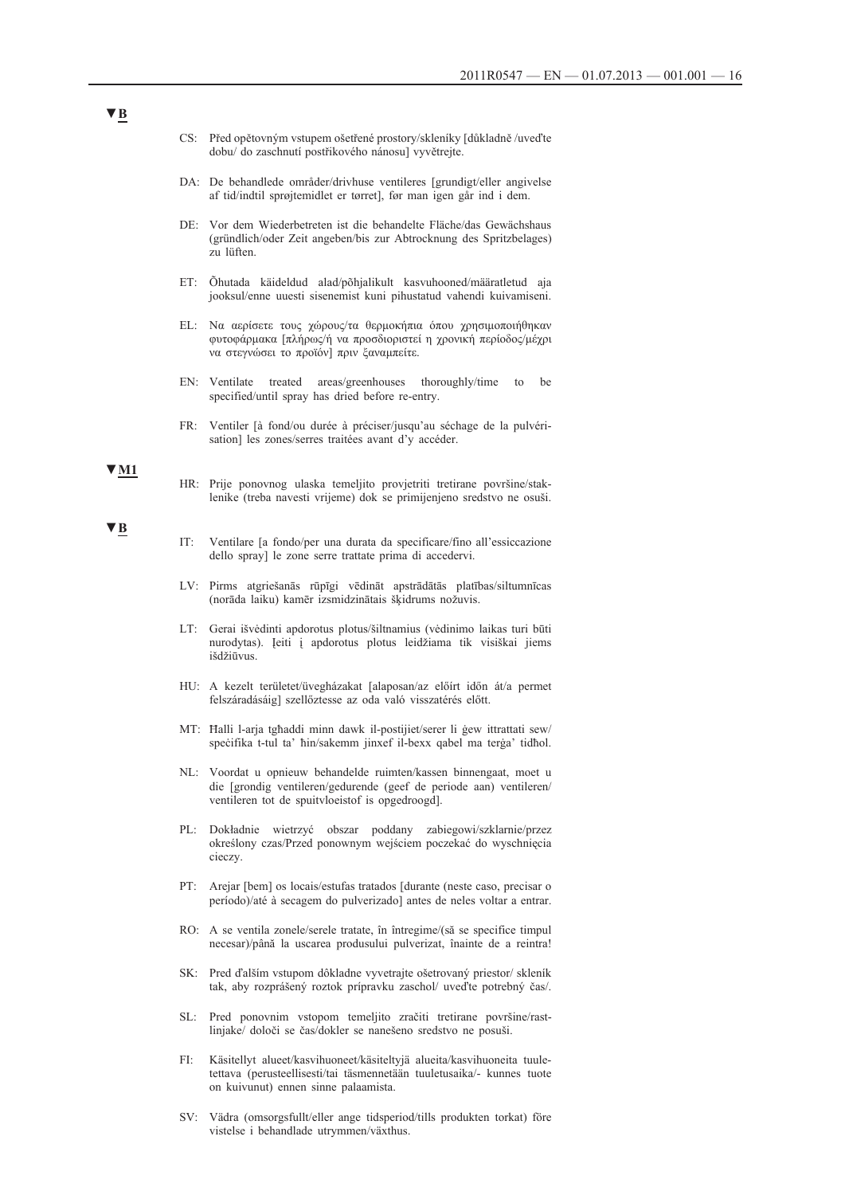▼B

CS: Před opětovným vstupem ošetřené prostory/skleníky [důkladně /uveďte dobu/ do zaschnutí postřikového nánosu] vyvětrejte.

DA: De behandlede områder/drivhuse ventileres [grundigt/eller angivelse af tid/indtil sprøjtemidlet er tørret], før man igen går ind i dem.

DE: Vor dem Wiederbetreten ist die behandelte Fläche/das Gewächshaus (gründlich/oder Zeit angeben/bis zur Abtrocknung des Spritzbelages) zu lüften.

ET: Õhutada käideldud alad/põhjalikult kasvuhooned/määratletud aja jooksul/enne uuesti sisenemist kuni pihustatud vahendi kuivamiseni.

EL: Να αερίσετε τους χώρους/τα θερμοκήπια όπου χρησιμοποιήθηκαν φυτοφάρμακα [πλήρως/ή να προσδιοριστεί η χρονική περίοδος/μέχρι να στεγνώσει το προϊόν] πριν ξαναμπείτε.

EN: Ventilate treated areas/greenhouses thoroughly/time to be specified/until spray has dried before re-entry.

FR: Ventiler [à fond/ou durée à préciser/jusqu'au séchage de la pulvérisation] les zones/serres traitées avant d'y accéder.

▼M1

HR: Prije ponovnog ulaska temeljito provjetriti tretirane površine/staklenike (treba navesti vrijeme) dok se primijenjeno sredstvo ne osuši.

▼B

IT: Ventilare [a fondo/per una durata da specificare/fino all'essiccazione dello spray] le zone serre trattate prima di accedervi.

LV: Pirms atgriešanās rūpīgi vēdināt apstrādātās platības/siltumnīcas (norāda laiku) kamēr izsmidzinātais šķidrums nožuvis.

LT: Gerai išvėdinti apdorotus plotus/šiltnamius (vėdinimo laikas turi būti nurodytas). Įeiti į apdorotus plotus leidžiama tik visiškai jiems išdžiūvus.

HU: A kezelt területet/üvegházakat [alaposan/az előírt időn át/a permet felszáradásáig] szellőztesse az oda való visszatérés előtt.

MT: Ħalli l-arja tgħaddi minn dawk il-postijiet/serer li ġew ittrattati sew/ speċifika t-tul ta' ħin/sakemm jinxef il-bexx qabel ma terġa' tidħol.

NL: Voordat u opnieuw behandelde ruimten/kassen binnengaat, moet u die [grondig ventileren/gedurende (geef de periode aan) ventileren/ ventileren tot de spuitvloeistof is opgedroogd].

PL: Dokładnie wietrzyć obszar poddany zabiegowi/szklarnie/przez określony czas/Przed ponownym wejściem poczekać do wyschnięcia cieczy.

PT: Arejar [bem] os locais/estufas tratados [durante (neste caso, precisar o período)/até à secagem do pulverizado] antes de neles voltar a entrar.

RO: A se ventila zonele/serele tratate, în întregime/(să se specifice timpul necesar)/până la uscarea produsului pulverizat, înainte de a reintra!

SK: Pred ďalším vstupom dôkladne vyvetrajte ošetrovaný priestor/ skleník tak, aby rozprášený roztok prípravku zaschol/ uveďte potrebný čas/.

SL: Pred ponovnim vstopom temeljito zračiti tretirane površine/rastlinjake/ določi se čas/dokler se nanešeno sredstvo ne posuši.

FI: Käsitellyt alueet/kasvihuoneet/käsiteltyjä alueita/kasvihuoneita tuuletettava (perusteellisesti/tai täsmennetään tuuletusaika/- kunnes tuote on kuivunut) ennen sinne palaamista.

SV: Vädra (omsorgsfullt/eller ange tidsperiod/tills produkten torkat) före vistelse i behandlade utrymmen/växthus.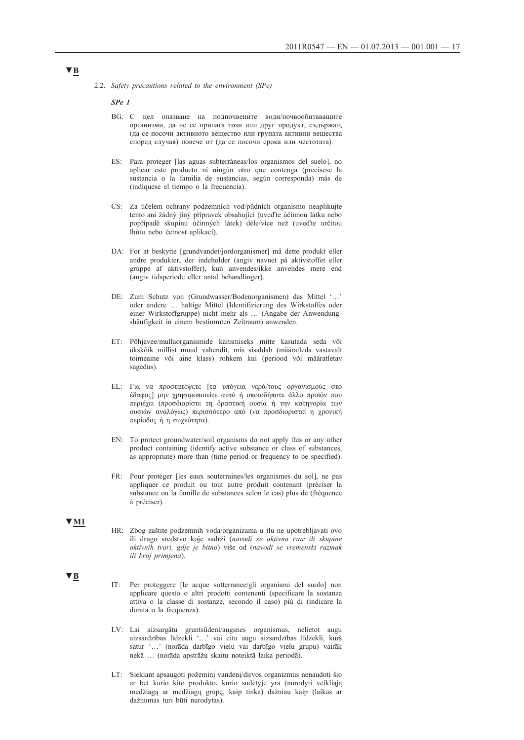▼B

2.2. *Safety precautions related to the environment (SPe)*

***SPe 1***

BG: С цел опазване на подпочвените води/почвообитаващите организми, да не се прилага този или друг продукт, съдържащ (да се посочи активното вещество или групата активни вещества според случая) повече от (да се посочи срока или честотата).

ES: Para proteger [las aguas subterráneas/los organismos del suelo], no aplicar este producto ni ningún otro que contenga (precísese la sustancia o la familia de sustancias, según corresponda) más de (indíquese el tiempo o la frecuencia).

CS: Za účelem ochrany podzemních vod/půdních organismo neaplikujte tento ani žádný jiný přípravek obsahující (uveďte účinnou látku nebo popřípadě skupinu účinných látek) déle/více než (uveďte určitou lhůtu nebo četnost aplikací).

DA: For at beskytte [grundvandet/jordorganismer] må dette produkt eller andre produkter, der indeholder (angiv navnet på aktivstoffet eller gruppe af aktivstoffer), kun anvendes/ikke anvendes mere end (angiv tidsperiode eller antal behandlinger).

DE: Zum Schutz von (Grundwasser/Bodenorganismen) das Mittel '…' oder andere … haltige Mittel (Identifizierung des Wirkstoffes oder einer Wirkstoffgruppe) nicht mehr als … (Angabe der Anwendungshäufigkeit in einem bestimmten Zeitraum) anwenden.

ET: Põhjavee/mullaorganismide kaitsmiseks mitte kasutada seda või ükskõik millist muud vahendit, mis sisaldab (määratleda vastavalt toimeaine või aine klass) rohkem kui (periood või määratletav sagedus).

EL: Για να προστατέψετε [τα υπόγεια νερά/τους οργανισμούς στο έδαφος] μην χρησιμοποιείτε αυτό ή οποιοδήποτε άλλο προϊόν που περιέχει (προσδιορίστε τη δραστική ουσία ή την κατηγορία των ουσιών αναλόγως) περισσότερο από (να προσδιοριστεί η χρονική περίοδος ή η συχνότητα).

EN: To protect groundwater/soil organisms do not apply this or any other product containing (identify active substance or class of substances, as appropriate) more than (time period or frequency to be specified).

FR: Pour protéger [les eaux souterraines/les organismes du sol], ne pas appliquer ce produit ou tout autre produit contenant (préciser la substance ou la famille de substances selon le cas) plus de (fréquence à préciser).

▼M1

HR: Zbog zaštite podzemnih voda/organizama u tlu ne upotrebljavati ovo ili drugo sredstvo koje sadrži (*navodi se aktivna tvar ili skupine aktivnih tvari, gdje je bitno*) više od (*navodi se vremenski razmak ili broj primjena*).

▼B

IT: Per proteggere [le acque sotterranee/gli organismi del suolo] non applicare questo o altri prodotti contenenti (specificare la sostanza attiva o la classe di sostanze, secondo il caso) più di (indicare la durata o la frequenza).

LV: Lai aizsargātu gruntsūdeni/augsnes organismus, nelietot augu aizsardzības līdzekli '…' vai citu augu aizsardzības līdzekli, kurš satur '…' (norāda darbīgo vielu vai darbīgo vielu grupu) vairāk nekā … (norāda apstrāžu skaitu noteiktā laika periodā).

LT: Siekiant apsaugoti požeminį vandenį/dirvos organizmus nenaudoti šio ar bet kurio kito produkto, kurio sudėtyje yra (nurodyti veikliąją medžiagą ar medžiagų grupę, kaip tinka) dažniau kaip (laikas ar dažnumas turi būti nurodytas).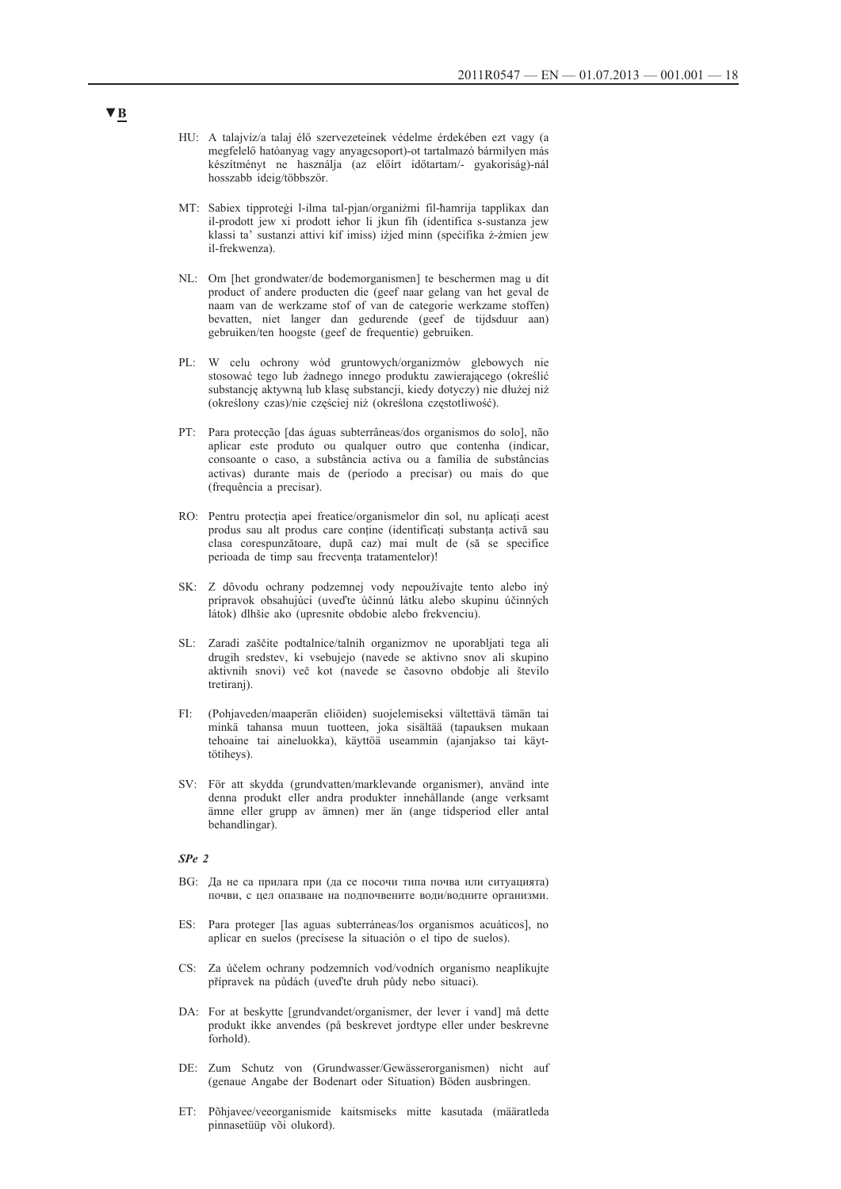▼B

HU: A talajvíz/a talaj élő szervezeteinek védelme érdekében ezt vagy (a megfelelő hatóanyag vagy anyagcsoport)-ot tartalmazó bármilyen más készítményt ne használja (az előírt időtartam/- gyakoriság)-nál hosszabb ideig/többször.

MT: Sabiex tipproteġi l-ilma tal-pjan/organiżmi fil-ħamrija tapplikax dan il-prodott jew xi prodott ieħor li jkun fih (identifica s-sustanza jew klassi ta' sustanzi attivi kif imiss) iżjed minn (speċifika ż-żmien jew il-frekwenza).

NL: Om [het grondwater/de bodemorganismen] te beschermen mag u dit product of andere producten die (geef naar gelang van het geval de naam van de werkzame stof of van de categorie werkzame stoffen) bevatten, niet langer dan gedurende (geef de tijdsduur aan) gebruiken/ten hoogste (geef de frequentie) gebruiken.

PL: W celu ochrony wód gruntowych/organizmów glebowych nie stosować tego lub żadnego innego produktu zawierającego (określić substancję aktywną lub klasę substancji, kiedy dotyczy) nie dłużej niż (określony czas)/nie częściej niż (określona częstotliwość).

PT: Para protecção [das águas subterrâneas/dos organismos do solo], não aplicar este produto ou qualquer outro que contenha (indicar, consoante o caso, a substância activa ou a família de substâncias activas) durante mais de (período a precisar) ou mais do que (frequência a precisar).

RO: Pentru protecția apei freatice/organismelor din sol, nu aplicați acest produs sau alt produs care conține (identificați substanța activă sau clasa corespunzătoare, după caz) mai mult de (să se specifice perioada de timp sau frecvența tratamentelor)!

SK: Z dôvodu ochrany podzemnej vody nepoužívajte tento alebo iný prípravok obsahujúci (uveďte účinnú látku alebo skupinu účinných látok) dlhšie ako (upresnite obdobie alebo frekvenciu).

SL: Zaradi zaščite podtalnice/talnih organizmov ne uporabljati tega ali drugih sredstev, ki vsebujejo (navede se aktivno snov ali skupino aktivnih snovi) več kot (navede se časovno obdobje ali število tretiranj).

FI: (Pohjaveden/maaperän eliöiden) suojelemiseksi vältettävä tämän tai minkä tahansa muun tuotteen, joka sisältää (tapauksen mukaan tehoaine tai aineluokka), käyttöä useammin (ajanjakso tai käyttötiheys).

SV: För att skydda (grundvatten/marklevande organismer), använd inte denna produkt eller andra produkter innehållande (ange verksamt ämne eller grupp av ämnen) mer än (ange tidsperiod eller antal behandlingar).

*SPe 2*

BG: Да не са прилага при (да се посочи типа почва или ситуацията) почви, с цел опазване на подпочвените води/водните организми.

ES: Para proteger [las aguas subterráneas/los organismos acuáticos], no aplicar en suelos (precísese la situación o el tipo de suelos).

CS: Za účelem ochrany podzemních vod/vodních organismo neaplikujte přípravek na půdách (uveďte druh půdy nebo situaci).

DA: For at beskytte [grundvandet/organismer, der lever i vand] må dette produkt ikke anvendes (på beskrevet jordtype eller under beskrevne forhold).

DE: Zum Schutz von (Grundwasser/Gewässerorganismen) nicht auf (genaue Angabe der Bodenart oder Situation) Böden ausbringen.

ET: Põhjavee/veeorganismide kaitsmiseks mitte kasutada (määratleda pinnasetüüp või olukord).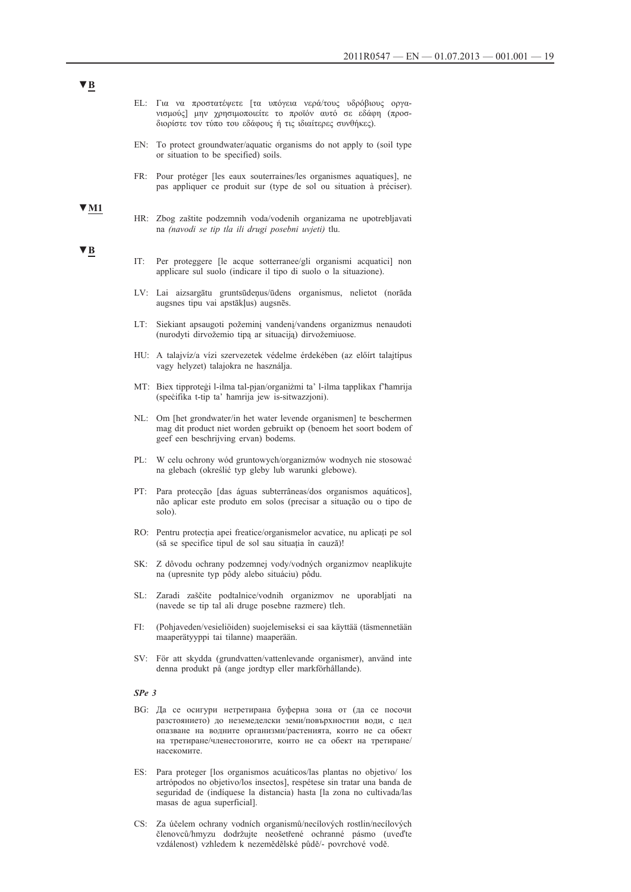▼B

EL: Για να προστατέψετε [τα υπόγεια νερά/τους υδρόβιους οργανισμούς] μην χρησιμοποιείτε το προϊόν αυτό σε εδάφη (προσδιορίστε τον τύπο του εδάφους ή τις ιδιαίτερες συνθήκες).

EN: To protect groundwater/aquatic organisms do not apply to (soil type or situation to be specified) soils.

FR: Pour protéger [les eaux souterraines/les organismes aquatiques], ne pas appliquer ce produit sur (type de sol ou situation à préciser).

▼M1

HR: Zbog zaštite podzemnih voda/vodenih organizama ne upotrebljavati na *(navodi se tip tla ili drugi posebni uvjeti)* tlu.

▼B

IT: Per proteggere [le acque sotterranee/gli organismi acquatici] non applicare sul suolo (indicare il tipo di suolo o la situazione).

LV: Lai aizsargātu gruntsūdeņus/ūdens organismus, nelietot (norāda augsnes tipu vai apstākļus) augsnēs.

LT: Siekiant apsaugoti požeminį vandenį/vandens organizmus nenaudoti (nurodyti dirvožemio tipą ar situaciją) dirvožemiuose.

HU: A talajvíz/a vízi szervezetek védelme érdekében (az előírt talajtípus vagy helyzet) talajokra ne használja.

MT: Biex tipproteġi l-ilma tal-pjan/organiżmi ta' l-ilma tapplikax f'ħamrija (speċifika t-tip ta' ħamrija jew is-sitwazzjoni).

NL: Om [het grondwater/in het water levende organismen] te beschermen mag dit product niet worden gebruikt op (benoem het soort bodem of geef een beschrijving ervan) bodems.

PL: W celu ochrony wód gruntowych/organizmów wodnych nie stosować na glebach (określić typ gleby lub warunki glebowe).

PT: Para protecção [das águas subterrâneas/dos organismos aquáticos], não aplicar este produto em solos (precisar a situação ou o tipo de solo).

RO: Pentru protecția apei freatice/organismelor acvatice, nu aplicați pe sol (să se specifice tipul de sol sau situația în cauză)!

SK: Z dôvodu ochrany podzemnej vody/vodných organizmov neaplikujte na (upresnite typ pôdy alebo situáciu) pôdu.

SL: Zaradi zaščite podtalnice/vodnih organizmov ne uporabljati na (navede se tip tal ali druge posebne razmere) tleh.

FI: (Pohjaveden/vesieliöiden) suojelemiseksi ei saa käyttää (täsmennetään maaperätyyppi tai tilanne) maaperään.

SV: För att skydda (grundvatten/vattenlevande organismer), använd inte denna produkt på (ange jordtyp eller markförhållande).

***SPe 3***

BG: Да се осигури нетретирана буферна зона от (да се посочи разстоянието) до неземеделски земи/повърхностни води, с цел опазване на водните организми/растенията, които не са обект на третиране/членестоногите, които не са обект на третиране/ насекомите.

ES: Para proteger [los organismos acuáticos/las plantas no objetivo/ los artrópodos no objetivo/los insectos], respétese sin tratar una banda de seguridad de (indíquese la distancia) hasta [la zona no cultivada/las masas de agua superficial].

CS: Za účelem ochrany vodních organismů/necílových rostlin/necílových členovců/hmyzu dodržujte neošetřené ochranné pásmo (uveďte vzdálenost) vzhledem k nezemědělské půdě/- povrchové vodě.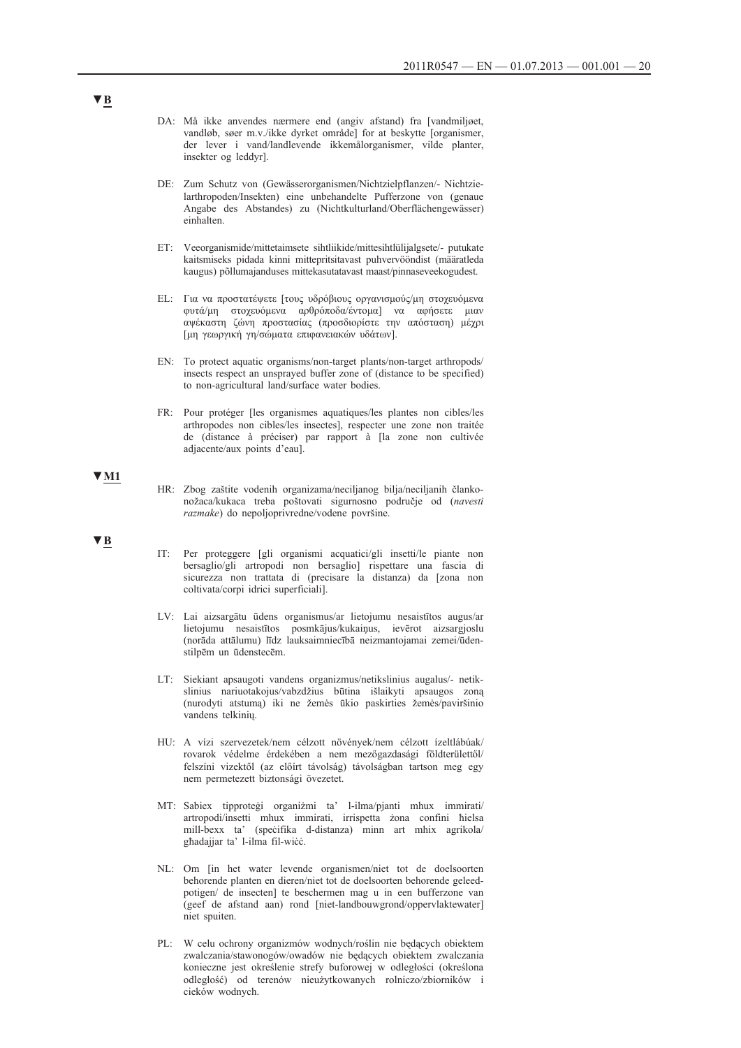▼B

DA: Må ikke anvendes nærmere end (angiv afstand) fra [vandmiljøet, vandløb, søer m.v./ikke dyrket område] for at beskytte [organismer, der lever i vand/landlevende ikkemålorganismer, vilde planter, insekter og leddyr].

DE: Zum Schutz von (Gewässerorganismen/Nichtzielpflanzen/- Nichtzielarthropoden/Insekten) eine unbehandelte Pufferzone von (genaue Angabe des Abstandes) zu (Nichtkulturland/Oberflächengewässer) einhalten.

ET: Veeorganismide/mittetaimsete sihtliikide/mittesihtlülijalgsete/- putukate kaitsmiseks pidada kinni mittepritsitavast puhvervööndist (määratleda kaugus) põllumajanduses mittekasutatavast maast/pinnaseveekogudest.

EL: Για να προστατέψετε [τους υδρόβιους οργανισμούς/μη στοχευόμενα φυτά/μη στοχευόμενα αρθρόποδα/έντομα] να αφήσετε μιαν αψέκαστη ζώνη προστασίας (προσδιορίστε την απόσταση) μέχρι [μη γεωργική γη/σώματα επιφανειακών υδάτων].

EN: To protect aquatic organisms/non-target plants/non-target arthropods/ insects respect an unsprayed buffer zone of (distance to be specified) to non-agricultural land/surface water bodies.

FR: Pour protéger [les organismes aquatiques/les plantes non cibles/les arthropodes non cibles/les insectes], respecter une zone non traitée de (distance à préciser) par rapport à [la zone non cultivée adjacente/aux points d'eau].

▼M1

HR: Zbog zaštite vodenih organizama/neciljanog bilja/neciljanih člankonožaca/kukaca treba poštovati sigurnosno područje od (*navesti razmake*) do nepoljoprivredne/vodene površine.

▼B

IT: Per proteggere [gli organismi acquatici/gli insetti/le piante non bersaglio/gli artropodi non bersaglio] rispettare una fascia di sicurezza non trattata di (precisare la distanza) da [zona non coltivata/corpi idrici superficiali].

LV: Lai aizsargātu ūdens organismus/ar lietojumu nesaistītos augus/ar lietojumu nesaistītos posmkājus/kukaiņus, ievērot aizsargjoslu (norāda attālumu) līdz lauksaimniecībā neizmantojamai zemei/ūdenstilpēm un ūdenstecēm.

LT: Siekiant apsaugoti vandens organizmus/netikslinius augalus/- netikslinius nariuotakojus/vabzdžius būtina išlaikyti apsaugos zoną (nurodyti atstumą) iki ne žemės ūkio paskirties žemės/paviršinio vandens telkinių.

HU: A vízi szervezetek/nem célzott növények/nem célzott ízeltlábúak/ rovarok védelme érdekében a nem mezőgazdasági földterülettől/ felszíni vizektől (az előírt távolság) távolságban tartson meg egy nem permetezett biztonsági övezetet.

MT: Sabiex tipproteġi organiżmi ta' l-ilma/pjanti mhux immirati/ artropodi/insetti mhux immirati, irrispetta żona confini ħielsa mill-bexx ta' (speċifika d-distanza) minn art mhix agrikola/ għadajjar ta' l-ilma fil-wiċċ.

NL: Om [in het water levende organismen/niet tot de doelsoorten behorende planten en dieren/niet tot de doelsoorten behorende geleedpotigen/ de insecten] te beschermen mag u in een bufferzone van (geef de afstand aan) rond [niet-landbouwgrond/oppervlaktewater] niet spuiten.

PL: W celu ochrony organizmów wodnych/roślin nie będących obiektem zwalczania/stawonogów/owadów nie będących obiektem zwalczania konieczne jest określenie strefy buforowej w odległości (określona odległość) od terenów nieużytkowanych rolniczo/zbiorników i cieków wodnych.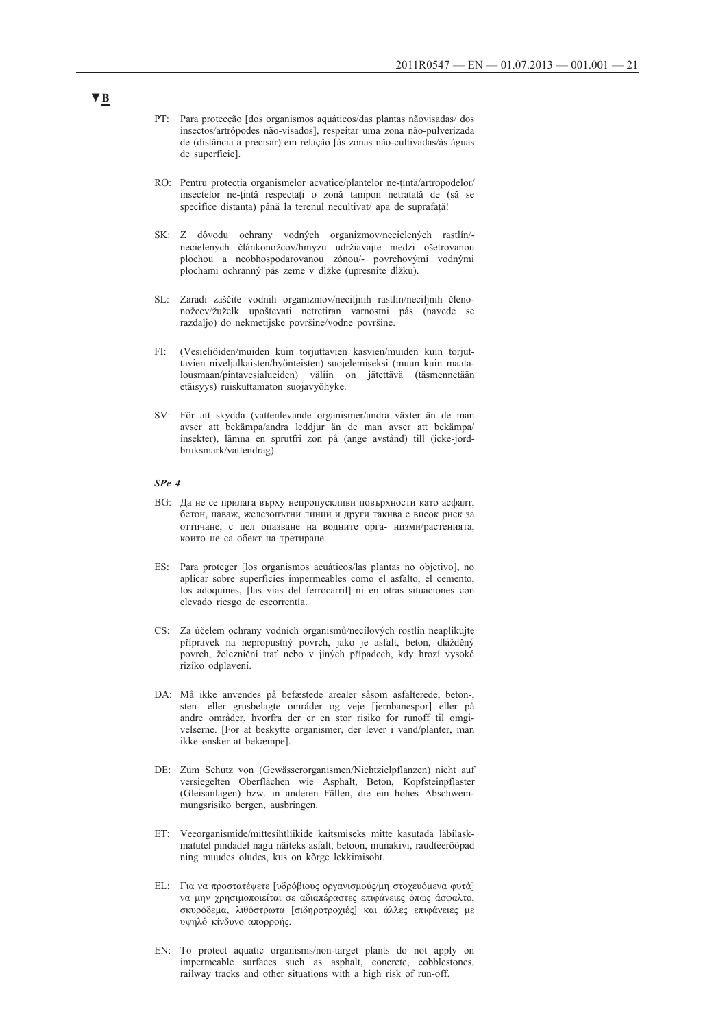▼B

PT: Para protecção [dos organismos aquáticos/das plantas nãovisadas/ dos insectos/artrópodes não-visados], respeitar uma zona não-pulverizada de (distância a precisar) em relação [às zonas não-cultivadas/às águas de superfície].

RO: Pentru protecția organismelor acvatice/plantelor ne-țintă/artropodelor/ insectelor ne-țintă respectați o zonă tampon netratată de (să se specifice distanța) până la terenul necultivat/ apa de suprafață!

SK: Z dôvodu ochrany vodných organizmov/necielených rastlín/- necielených článkonožcov/hmyzu udržiavajte medzi ošetrovanou plochou a neobhospodarovanou zónou/- povrchovými vodnými plochami ochranný pás zeme v dĺžke (upresnite dĺžku).

SL: Zaradi zaščite vodnih organizmov/neciljnih rastlin/neciljnih členonožcev/žuželk upoštevati netretiran varnostni pas (navede se razdaljo) do nekmetijske površine/vodne površine.

FI: (Vesieliöiden/muiden kuin torjuttavien kasvien/muiden kuin torjuttavien niveljalkaisten/hyönteisten) suojelemiseksi (muun kuin maatalousmaan/pintavesialueiden) väliin on jätettävä (täsmennetään etäisyys) ruiskuttamaton suojavyöhyke.

SV: För att skydda (vattenlevande organismer/andra växter än de man avser att bekämpa/andra leddjur än de man avser att bekämpa/ insekter), lämna en sprutfri zon på (ange avstånd) till (icke-jordbruksmark/vattendrag).

*SPe 4*

BG: Да не се прилага върху непропускливи повърхности като асфалт, бетон, паваж, железопътни линии и други такива с висок риск за оттичане, с цел опазване на водните организми/растенията, които не са обект на третиране.

ES: Para proteger [los organismos acuáticos/las plantas no objetivo], no aplicar sobre superficies impermeables como el asfalto, el cemento, los adoquines, [las vías del ferrocarril] ni en otras situaciones con elevado riesgo de escorrentía.

CS: Za účelem ochrany vodních organismů/necílových rostlin neaplikujte přípravek na nepropustný povrch, jako je asfalt, beton, dlážděný povrch, železniční trať nebo v jiných případech, kdy hrozí vysoké riziko odplavení.

DA: Må ikke anvendes på befæstede arealer såsom asfalterede, beton-, sten- eller grusbelagte områder og veje [jernbanespor] eller på andre områder, hvorfra der er en stor risiko for runoff til omgivelserne. [For at beskytte organismer, der lever i vand/planter, man ikke ønsker at bekæmpe].

DE: Zum Schutz von (Gewässerorganismen/Nichtzielpflanzen) nicht auf versiegelten Oberflächen wie Asphalt, Beton, Kopfsteinpflaster (Gleisanlagen) bzw. in anderen Fällen, die ein hohes Abschwemmungsrisiko bergen, ausbringen.

ET: Veeorganismide/mittesihtliikide kaitsmiseks mitte kasutada läbilaskmatutel pindadel nagu näiteks asfalt, betoon, munakivi, raudteeröörpad ning muudes oludes, kus on kõrge lekkimisoht.

EL: Για να προστατέψετε [υδρόβιους οργανισμούς/μη στοχευόμενα φυτά] να μην χρησιμοποιείται σε αδιαπέραστες επιφάνειες όπως άσφαλτο, σκυρόδεμα, λιθόστρωτα [σιδηροτροχιές] και άλλες επιφάνειες με υψηλό κίνδυνο απορροής.

EN: To protect aquatic organisms/non-target plants do not apply on impermeable surfaces such as asphalt, concrete, cobblestones, railway tracks and other situations with a high risk of run-off.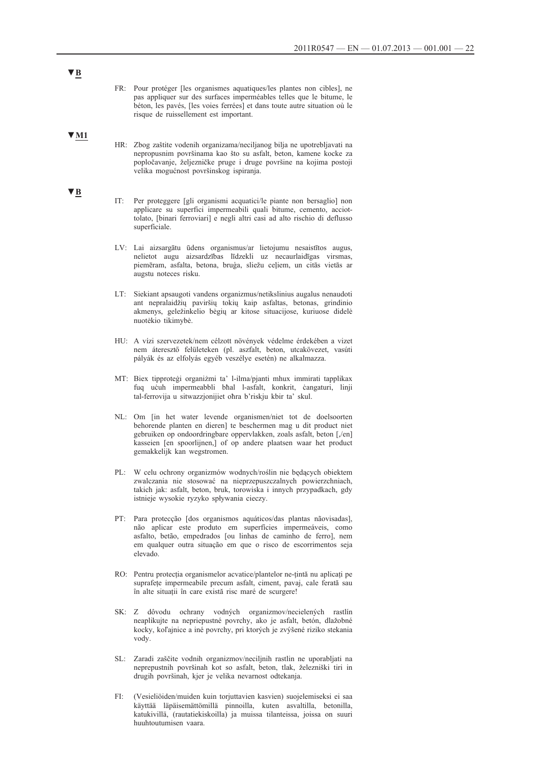▼B

FR: Pour protéger [les organismes aquatiques/les plantes non cibles], ne pas appliquer sur des surfaces imperméables telles que le bitume, le béton, les pavés, [les voies ferrées] et dans toute autre situation où le risque de ruissellement est important.

▼M1

HR: Zbog zaštite vodenih organizama/neciljanog bilja ne upotrebljavati na nepropusnim površinama kao što su asfalt, beton, kamene kocke za popločavanje, željezničke pruge i druge površine na kojima postoji velika mogućnost površinskog ispiranja.

▼B

IT: Per proteggere [gli organismi acquatici/le piante non bersaglio] non applicare su superfici impermeabili quali bitume, cemento, acciottolato, [binari ferroviari] e negli altri casi ad alto rischio di deflusso superficiale.

LV: Lai aizsargātu ūdens organismus/ar lietojumu nesaistītos augus, nelietot augu aizsardzības līdzekli uz necaurlaidīgas virsmas, piemēram, asfalta, betona, bruģa, sliežu ceļiem, un citās vietās ar augstu noteces risku.

LT: Siekiant apsaugoti vandens organizmus/netikslinius augalus nenaudoti ant nepralaidžių paviršių tokių kaip asfaltas, betonas, grindinio akmenys, geležinkelio bėgių ar kitose situacijose, kuriuose didelė nuotėkio tikimybė.

HU: A vízi szervezetek/nem célzott növények védelme érdekében a vizet nem áteresztő felületeken (pl. aszfalt, beton, utcakövezet, vasúti pályák és az elfolyás egyéb veszélye esetén) ne alkalmazza.

MT: Biex tipproteġi organiżmi ta' l-ilma/pjanti mhux immirati tapplikax fuq uċuħ impermeabbli bħal l-asfalt, konkrit, ċangaturi, linji tal-ferrovija u sitwazzjonijiet oħra b'riskju kbir ta' skul.

NL: Om [in het water levende organismen/niet tot de doelsoorten behorende planten en dieren] te beschermen mag u dit product niet gebruiken op ondoordringbare oppervlakken, zoals asfalt, beton [,/en] kasseien [en spoorlijnen,] of op andere plaatsen waar het product gemakkelijk kan wegstromen.

PL: W celu ochrony organizmów wodnych/roślin nie będących obiektem zwalczania nie stosować na nieprzepuszczalnych powierzchniach, takich jak: asfalt, beton, bruk, torowiska i innych przypadkach, gdy istnieje wysokie ryzyko spływania cieczy.

PT: Para protecção [dos organismos aquáticos/das plantas nãovisadas], não aplicar este produto em superfícies impermeáveis, como asfalto, betão, empedrados [ou linhas de caminho de ferro], nem em qualquer outra situação em que o risco de escorrimentos seja elevado.

RO: Pentru protecția organismelor acvatice/plantelor ne-țintă nu aplicați pe suprafețe impermeabile precum asfalt, ciment, pavaj, cale ferată sau în alte situații în care există risc mare de scurgere!

SK: Z dôvodu ochrany vodných organizmov/necielených rastlín neaplikujte na nepriepustné povrchy, ako je asfalt, betón, dlažobné kocky, koľajnice a iné povrchy, pri ktorých je zvýšené riziko stekania vody.

SL: Zaradi zaščite vodnih organizmov/neciljnih rastlin ne uporabljati na neprepustnih površinah kot so asfalt, beton, tlak, železniški tiri in drugih površinah, kjer je velika nevarnost odtekanja.

FI: (Vesieliöiden/muiden kuin torjuttavien kasvien) suojelemiseksi ei saa käyttää läpäisemättömillä pinnoilla, kuten asvaltilla, betonilla, katukivillä, (rautatiekiskoilla) ja muissa tilanteissa, joissa on suuri huuhtoutumisen vaara.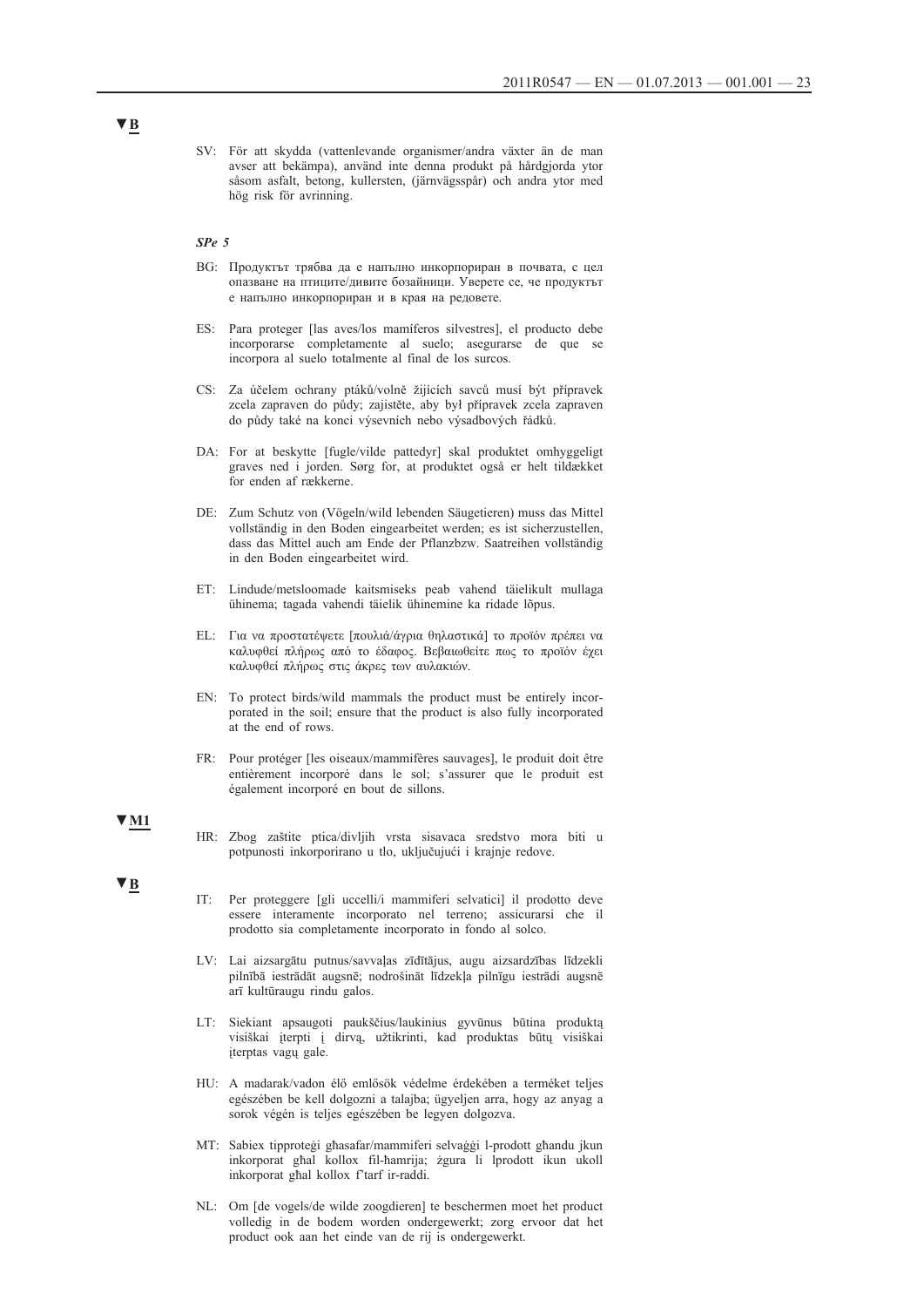▼B

SV: För att skydda (vattenlevande organismer/andra växter än de man avser att bekämpa), använd inte denna produkt på hårdgjorda ytor såsom asfalt, betong, kullersten, (järnvägsspår) och andra ytor med hög risk för avrinning.

***SPe 5***

BG: Продуктът трябва да е напълно инкорпориран в почвата, с цел опазване на птиците/дивите бозайници. Уверете се, че продуктът е напълно инкорпориран и в края на редовете.

ES: Para proteger [las aves/los mamíferos silvestres], el producto debe incorporarse completamente al suelo; asegurarse de que se incorpora al suelo totalmente al final de los surcos.

CS: Za účelem ochrany ptáků/volně žijících savců musí být přípravek zcela zapraven do půdy; zajistěte, aby byl přípravek zcela zapraven do půdy také na konci výsevních nebo výsadbových řádků.

DA: For at beskytte [fugle/vilde pattedyr] skal produktet omhyggeligt graves ned i jorden. Sørg for, at produktet også er helt tildækket for enden af rækkerne.

DE: Zum Schutz von (Vögeln/wild lebenden Säugetieren) muss das Mittel vollständig in den Boden eingearbeitet werden; es ist sicherzustellen, dass das Mittel auch am Ende der Pflanzbzw. Saatreihen vollständig in den Boden eingearbeitet wird.

ET: Lindude/metsloomade kaitsmiseks peab vahend täielikult mullaga ühinema; tagada vahendi täielik ühinemine ka ridade lõpus.

EL: Για να προστατέψετε [πουλιά/άγρια θηλαστικά] το προϊόν πρέπει να καλυφθεί πλήρως από το έδαφος. Βεβαιωθείτε πως το προϊόν έχει καλυφθεί πλήρως στις άκρες των αυλακιών.

EN: To protect birds/wild mammals the product must be entirely incorporated in the soil; ensure that the product is also fully incorporated at the end of rows.

FR: Pour protéger [les oiseaux/mammifères sauvages], le produit doit être entièrement incorporé dans le sol; s'assurer que le produit est également incorporé en bout de sillons.

▼M1

HR: Zbog zaštite ptica/divljih vrsta sisavaca sredstvo mora biti u potpunosti inkorporirano u tlo, uključujući i krajnje redove.

▼B

IT: Per proteggere [gli uccelli/i mammiferi selvatici] il prodotto deve essere interamente incorporato nel terreno; assicurarsi che il prodotto sia completamente incorporato in fondo al solco.

LV: Lai aizsargātu putnus/savvaļas zīdītājus, augu aizsardzības līdzekli pilnībā iestrādāt augsnē; nodrošināt līdzekļa pilnīgu iestrādi augsnē arī kultūraugu rindu galos.

LT: Siekiant apsaugoti paukščius/laukinius gyvūnus būtina produktą visiškai įterpti į dirvą, užtikrinti, kad produktas būtų visiškai įterptas vagų gale.

HU: A madarak/vadon élő emlősök védelme érdekében a terméket teljes egészében be kell dolgozni a talajba; ügyeljen arra, hogy az anyag a sorok végén is teljes egészében be legyen dolgozva.

MT: Sabiex tipproteġi għasafar/mammiferi selvaġġi l-prodott għandu jkun inkorporat għal kollox fil-ħamrija; żgura li lprodott ikun ukoll inkorporat għal kollox f'tarf ir-raddi.

NL: Om [de vogels/de wilde zoogdieren] te beschermen moet het product volledig in de bodem worden ondergewerkt; zorg ervoor dat het product ook aan het einde van de rij is ondergewerkt.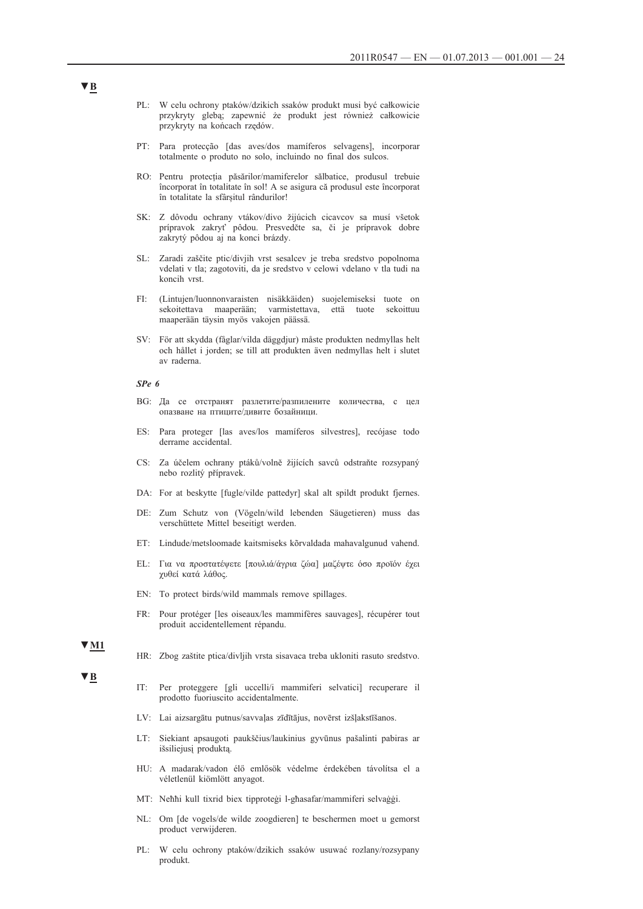▼B

PL: W celu ochrony ptaków/dzikich ssaków produkt musi być całkowicie przykryty glebą; zapewnić że produkt jest również całkowicie przykryty na końcach rzędów.

PT: Para protecção [das aves/dos mamíferos selvagens], incorporar totalmente o produto no solo, incluindo no final dos sulcos.

RO: Pentru protecția păsărilor/mamiferelor sălbatice, produsul trebuie încorporat în totalitate în sol! A se asigura că produsul este încorporat în totalitate la sfârșitul rândurilor!

SK: Z dôvodu ochrany vtákov/divo žijúcich cicavcov sa musí všetok prípravok zakryť pôdou. Presvedčte sa, či je prípravok dobre zakrytý pôdou aj na konci brázdy.

SL: Zaradi zaščite ptic/divjih vrst sesalcev je treba sredstvo popolnoma vdelati v tla; zagotoviti, da je sredstvo v celowi vdelano v tla tudi na koncih vrst.

FI: (Lintujen/luonnonvaraisten nisäkkäiden) suojelemiseksi tuote on sekoitettava maaperään; varmistettava, että tuote sekoittuu maaperään täysin myös vakojen päässä.

SV: För att skydda (fåglar/vilda däggdjur) måste produkten nedmyllas helt och hållet i jorden; se till att produkten även nedmyllas helt i slutet av raderna.

*SPe 6*

BG: Да се отстранят разлетите/разпилените количества, с цел опазване на птиците/дивите бозайници.

ES: Para proteger [las aves/los mamíferos silvestres], recójase todo derrame accidental.

CS: Za účelem ochrany ptáků/volně žijících savců odstraňte rozsypaný nebo rozlitý přípravek.

DA: For at beskytte [fugle/vilde pattedyr] skal alt spildt produkt fjernes.

DE: Zum Schutz von (Vögeln/wild lebenden Säugetieren) muss das verschüttete Mittel beseitigt werden.

ET: Lindude/metsloomade kaitsmiseks kõrvaldada mahavalgunud vahend.

EL: Για να προστατέψετε [πουλιά/άγρια ζώα] μαζέψτε όσο προϊόν έχει χυθεί κατά λάθος.

EN: To protect birds/wild mammals remove spillages.

FR: Pour protéger [les oiseaux/les mammifères sauvages], récupérer tout produit accidentellement répandu.

▼M1

HR: Zbog zaštite ptica/divljih vrsta sisavaca treba ukloniti rasuto sredstvo.

▼B

IT: Per proteggere [gli uccelli/i mammiferi selvatici] recuperare il prodotto fuoriuscito accidentalmente.

LV: Lai aizsargātu putnus/savvaļas zīdītājus, novērst izšļakstīšanos.

LT: Siekiant apsaugoti paukščius/laukinius gyvūnus pašalinti pabiras ar išsiliejusį produktą.

HU: A madarak/vadon élő emlősök védelme érdekében távolítsa el a véletlenül kiömlött anyagot.

MT: Neħħi kull tixrid biex tipproteġi l-għasafar/mammiferi selvaġġi.

NL: Om [de vogels/de wilde zoogdieren] te beschermen moet u gemorst product verwijderen.

PL: W celu ochrony ptaków/dzikich ssaków usuwać rozlany/rozsypany produkt.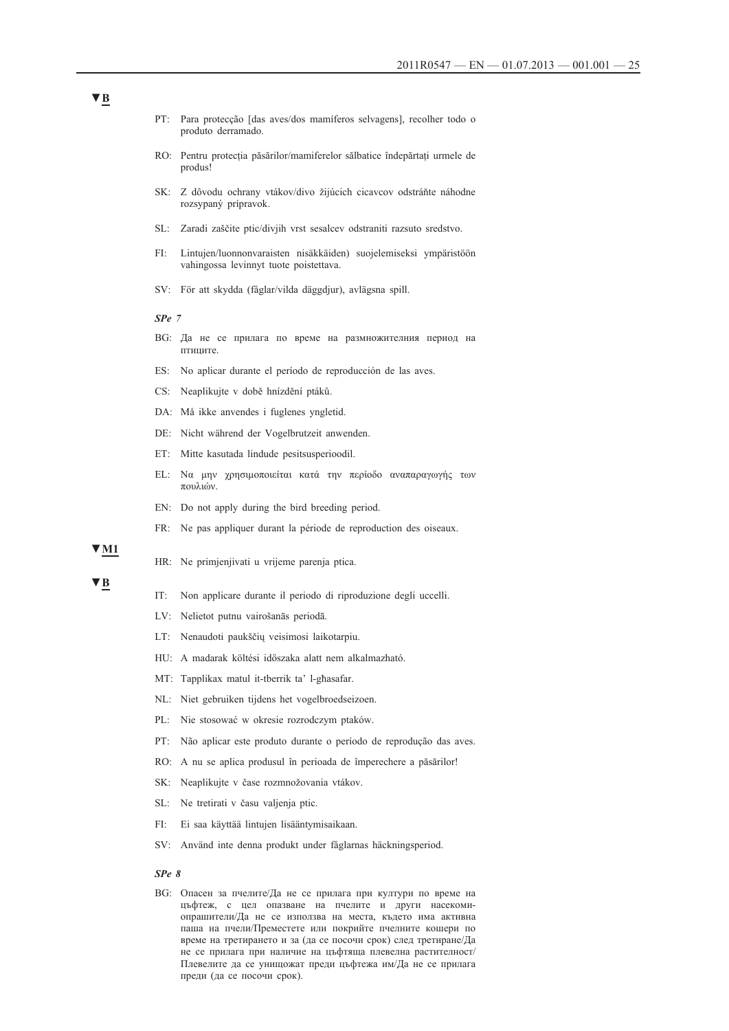▼B

PT: Para protecção [das aves/dos mamíferos selvagens], recolher todo o produto derramado.

RO: Pentru protecția păsărilor/mamiferelor sălbatice îndepărtați urmele de produs!

SK: Z dôvodu ochrany vtákov/divo žijúcich cicavcov odstráňte náhodne rozsypaný prípravok.

SL: Zaradi zaščite ptic/divjih vrst sesalcev odstraniti razsuto sredstvo.

FI: Lintujen/luonnonvaraisten nisäkkäiden) suojelemiseksi ympäristöön vahingossa levinnyt tuote poistettava.

SV: För att skydda (fåglar/vilda däggdjur), avlägsna spill.

*SPe 7*

BG: Да не се прилага по време на размножителния период на птиците.

ES: No aplicar durante el período de reproducción de las aves.

CS: Neaplikujte v době hnízdění ptáků.

DA: Må ikke anvendes i fuglenes yngletid.

DE: Nicht während der Vogelbrutzeit anwenden.

ET: Mitte kasutada lindude pesitsusperioodil.

EL: Να μην χρησιμοποιείται κατά την περίοδο αναπαραγωγής των πουλιών.

EN: Do not apply during the bird breeding period.

FR: Ne pas appliquer durant la période de reproduction des oiseaux.

▼M1

HR: Ne primjenjivati u vrijeme parenja ptica.

▼B

IT: Non applicare durante il periodo di riproduzione degli uccelli.

LV: Nelietot putnu vairošanās periodā.

LT: Nenaudoti paukščių veisimosi laikotarpiu.

HU: A madarak költési időszaka alatt nem alkalmazható.

MT: Tapplikax matul it-tberrik ta' l-għasafar.

NL: Niet gebruiken tijdens het vogelbroedseizoen.

PL: Nie stosować w okresie rozrodczym ptaków.

PT: Não aplicar este produto durante o período de reprodução das aves.

RO: A nu se aplica produsul în perioada de împerechere a păsărilor!

SK: Neaplikujte v čase rozmnožovania vtákov.

SL: Ne tretirati v času valjenja ptic.

FI: Ei saa käyttää lintujen lisääntymisaikaan.

SV: Använd inte denna produkt under fåglarnas häckningsperiod.

*SPe 8*

BG: Опасен за пчелите/Да не се прилага при култури по време на цъфтеж, с цел опазване на пчелите и други насекоми-опрашители/Да не се използва на места, където има активна паша на пчели/Преместете или покрийте пчелните кошери по време на третирането и за (да се посочи срок) след третиране/Да не се прилага при наличие на цъфтяща плевелна растителност/Плевелите да се унищожат преди цъфтежа им/Да не се прилага преди (да се посочи срок).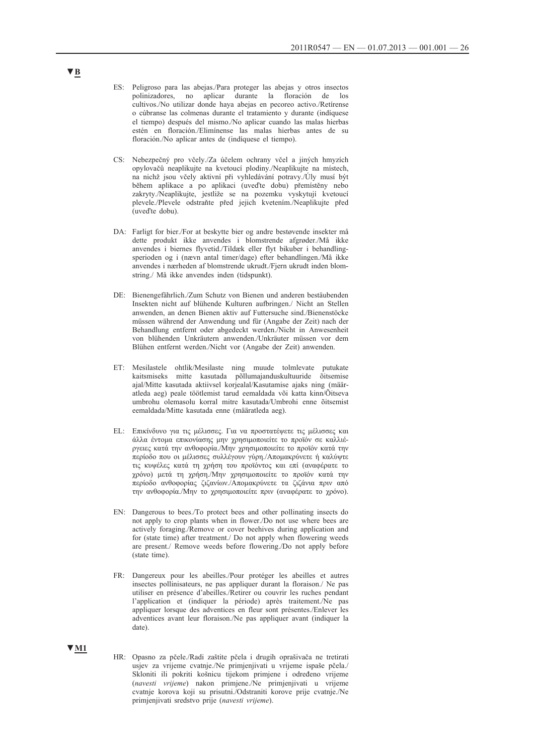▼B

ES: Peligroso para las abejas./Para proteger las abejas y otros insectos polinizadores, no aplicar durante la floración de los cultivos./No utilizar donde haya abejas en pecoreo activo./Retírense o cúbranse las colmenas durante el tratamiento y durante (indíquese el tiempo) después del mismo./No aplicar cuando las malas hierbas estén en floración./Elimínense las malas hierbas antes de su floración./No aplicar antes de (indíquese el tiempo).

CS: Nebezpečný pro včely./Za účelem ochrany včel a jiných hmyzích opylovačů neaplikujte na kvetoucí plodiny./Neaplikujte na místech, na nichž jsou včely aktivní při vyhledávání potravy./Úly musí být během aplikace a po aplikaci (uveďte dobu) přemístěny nebo zakryty./Neaplikujte, jestliže se na pozemku vyskytují kvetoucí plevele./Plevele odstraňte před jejich kvetením./Neaplikujte před (uveďte dobu).

DA: Farligt for bier./For at beskytte bier og andre bestøvende insekter må dette produkt ikke anvendes i blomstrende afgrøder./Må ikke anvendes i biernes flyvetid./Tildæk eller flyt bikuber i behandlingsperioden og i (nævn antal timer/dage) efter behandlingen./Må ikke anvendes i nærheden af blomstrende ukrudt./Fjern ukrudt inden blomstring./ Må ikke anvendes inden (tidspunkt).

DE: Bienengefährlich./Zum Schutz von Bienen und anderen bestäubenden Insekten nicht auf blühende Kulturen aufbringen./ Nicht an Stellen anwenden, an denen Bienen aktiv auf Futtersuche sind./Bienenstöcke müssen während der Anwendung und für (Angabe der Zeit) nach der Behandlung entfernt oder abgedeckt werden./Nicht in Anwesenheit von blühenden Unkräutern anwenden./Unkräuter müssen vor dem Blühen entfernt werden./Nicht vor (Angabe der Zeit) anwenden.

ET: Mesilastele ohtlik/Mesilaste ning muude tolmlevate putukate kaitsmiseks mitte kasutada põllumajanduskultuuride õitsemise ajal/Mitte kasutada aktiivsel korjealal/Kasutamise ajaks ning (määratleda aeg) peale töötlemist tarud eemaldada või katta kinn/Õitseva umbrohu olemasolu korral mitre kasutada/Umbrohi enne õitsemist eemaldada/Mitte kasutada enne (määratleda aeg).

EL: Επικίνδυνο για τις μέλισσες. Για να προστατέψετε τις μέλισσες και άλλα έντομα επικονίασης μην χρησιμοποιείτε το προϊόν σε καλλιέργειες κατά την ανθοφορία./Μην χρησιμοποιείτε το προϊόν κατά την περίοδο που οι μέλισσες συλλέγουν γύρη./Απομακρύνετε ή καλύψτε τις κυψέλες κατά τη χρήση του προϊόντος και επί (αναφέρατε το χρόνο) μετά τη χρήση./Μην χρησιμοποιείτε το προϊόν κατά την περίοδο ανθοφορίας ζιζανίων./Απομακρύνετε τα ζιζάνια πριν από την ανθοφορία./Μην το χρησιμοποιείτε πριν (αναφέρατε το χρόνο).

EN: Dangerous to bees./To protect bees and other pollinating insects do not apply to crop plants when in flower./Do not use where bees are actively foraging./Remove or cover beehives during application and for (state time) after treatment./ Do not apply when flowering weeds are present./ Remove weeds before flowering./Do not apply before (state time).

FR: Dangereux pour les abeilles./Pour protéger les abeilles et autres insectes pollinisateurs, ne pas appliquer durant la floraison./ Ne pas utiliser en présence d'abeilles./Retirer ou couvrir les ruches pendant l'application et (indiquer la période) après traitement./Ne pas appliquer lorsque des adventices en fleur sont présentes./Enlever les adventices avant leur floraison./Ne pas appliquer avant (indiquer la date).

▼M1

HR: Opasno za pčele./Radi zaštite pčela i drugih oprašivača ne tretirati usjev za vrijeme cvatnje./Ne primjenjivati u vrijeme ispaše pčela./ Skloniti ili pokriti košnicu tijekom primjene i određeno vrijeme (*navesti vrijeme*) nakon primjene./Ne primjenjivati u vrijeme cvatnje korova koji su prisutni./Odstraniti korove prije cvatnje./Ne primjenjivati sredstvo prije (*navesti vrijeme*).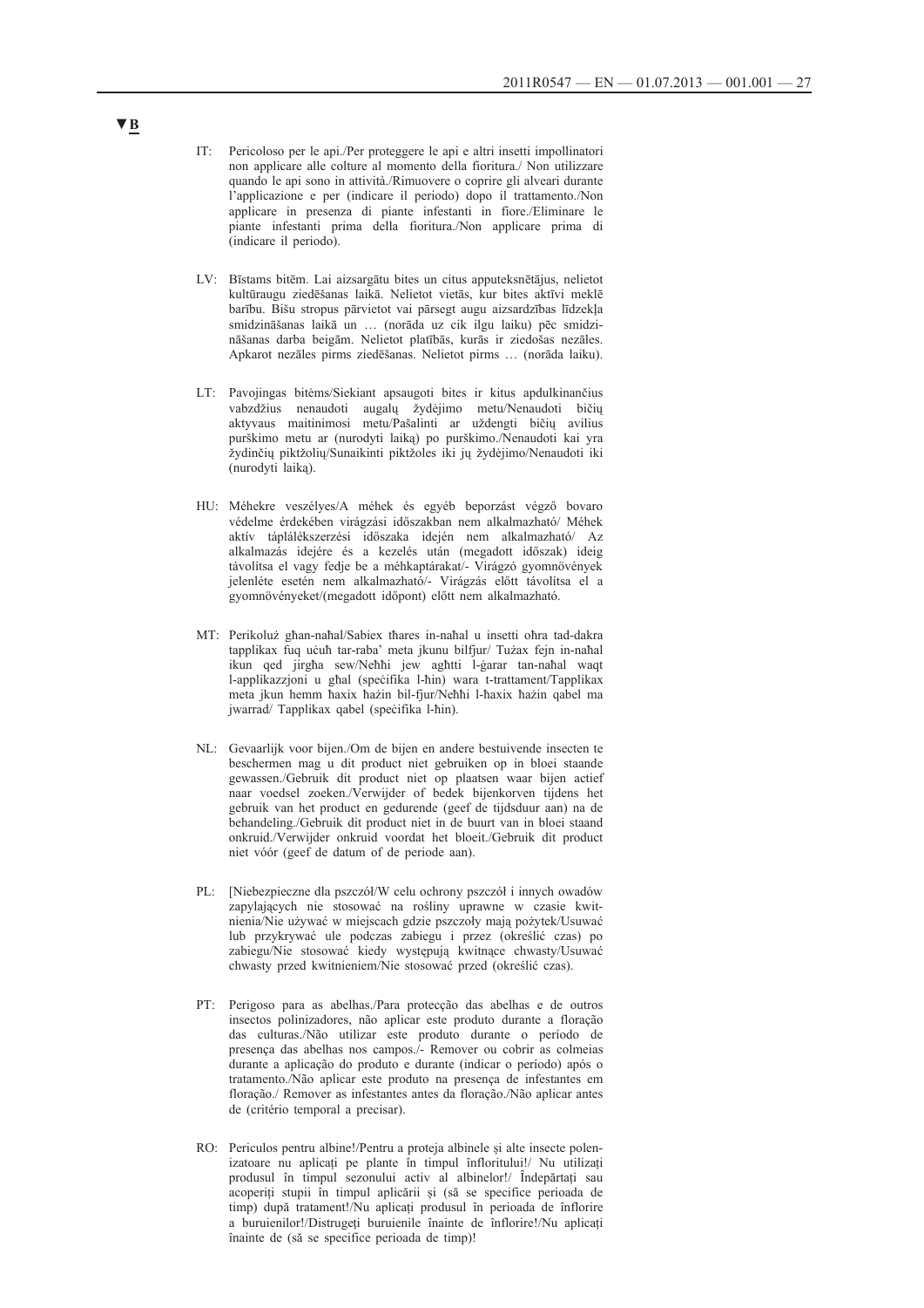**▼B**

IT: Pericoloso per le api./Per proteggere le api e altri insetti impollinatori non applicare alle colture al momento della fioritura./ Non utilizzare quando le api sono in attività./Rimuovere o coprire gli alveari durante l'applicazione e per (indicare il periodo) dopo il trattamento./Non applicare in presenza di piante infestanti in fiore./Eliminare le piante infestanti prima della fioritura./Non applicare prima di (indicare il periodo).

LV: Bīstams bitēm. Lai aizsargātu bites un citus apputeksnētājus, nelietot kultūraugu ziedēšanas laikā. Nelietot vietās, kur bites aktīvi meklē barību. Bišu stropus pārvietot vai pārsegt augu aizsardzības līdzekļa smidzināšanas laikā un … (norāda uz cik ilgu laiku) pēc smidzināšanas darba beigām. Nelietot platībās, kurās ir ziedošas nezāles. Apkarot nezāles pirms ziedēšanas. Nelietot pirms … (norāda laiku).

LT: Pavojingas bitėms/Siekiant apsaugoti bites ir kitus apdulkinančius vabzdžius nenaudoti augalų žydėjimo metu/Nenaudoti bičių aktyvaus maitinimosi metu/Pašalinti ar uždengti bičių avilius purškimo metu ar (nurodyti laiką) po purškimo./Nenaudoti kai yra žydinčių piktžolių/Sunaikinti piktžoles iki jų žydėjimo/Nenaudoti iki (nurodyti laiką).

HU: Méhekre veszélyes/A méhek és egyéb beporzást végző bovaro védelme érdekében virágzási időszakban nem alkalmazható/ Méhek aktív táplálékszerzési időszaka idején nem alkalmazható/ Az alkalmazás idejére és a kezelés után (megadott időszak) ideig távolítsa el vagy fedje be a méhkaptárakat/- Virágzó gyomnövények jelenléte esetén nem alkalmazható/- Virágzás előtt távolítsa el a gyomnövényeket/(megadott időpont) előtt nem alkalmazható.

MT: Perikoluż għan-naħal/Sabiex tħares in-naħal u insetti oħra tad-dakra tapplikax fuq uċuħ tar-raba' meta jkunu bilfjur/ Tużax fejn in-naħal ikun qed jirgħa sew/Neħħi jew agħtti l-ġarar tan-naħal waqt l-applikazzjoni u għal (speċifika l-ħin) wara t-trattament/Tapplikax meta jkun hemm ħaxix ħażin bil-fjur/Neħħi l-ħaxix ħażin qabel ma jwarrad/ Tapplikax qabel (speċifika l-ħin).

NL: Gevaarlijk voor bijen./Om de bijen en andere bestuivende insecten te beschermen mag u dit product niet gebruiken op in bloei staande gewassen./Gebruik dit product niet op plaatsen waar bijen actief naar voedsel zoeken./Verwijder of bedek bijenkorven tijdens het gebruik van het product en gedurende (geef de tijdsduur aan) na de behandeling./Gebruik dit product niet in de buurt van in bloei staand onkruid./Verwijder onkruid voordat het bloeit./Gebruik dit product niet vóór (geef de datum of de periode aan).

PL: [Niebezpieczne dla pszczół/W celu ochrony pszczół i innych owadów zapylających nie stosować na rośliny uprawne w czasie kwitnienia/Nie używać w miejscach gdzie pszczoły mają pożytek/Usuwać lub przykrywać ule podczas zabiegu i przez (określić czas) po zabiegu/Nie stosować kiedy występują kwitnące chwasty/Usuwać chwasty przed kwitnieniem/Nie stosować przed (określić czas).

PT: Perigoso para as abelhas./Para protecção das abelhas e de outros insectos polinizadores, não aplicar este produto durante a floração das culturas./Não utilizar este produto durante o período de presença das abelhas nos campos./- Remover ou cobrir as colmeias durante a aplicação do produto e durante (indicar o período) após o tratamento./Não aplicar este produto na presença de infestantes em floração./ Remover as infestantes antes da floração./Não aplicar antes de (critério temporal a precisar).

RO: Periculos pentru albine!/Pentru a proteja albinele și alte insecte polenizatoare nu aplicați pe plante în timpul înfloritului!/ Nu utilizați produsul în timpul sezonului activ al albinelor!/ Îndepărtați sau acoperiți stupii în timpul aplicării și (să se specifice perioada de timp) după tratament!/Nu aplicați produsul în perioada de înflorire a buruienilor!/Distrugeți buruienile înainte de înflorire!/Nu aplicați înainte de (să se specifice perioada de timp)!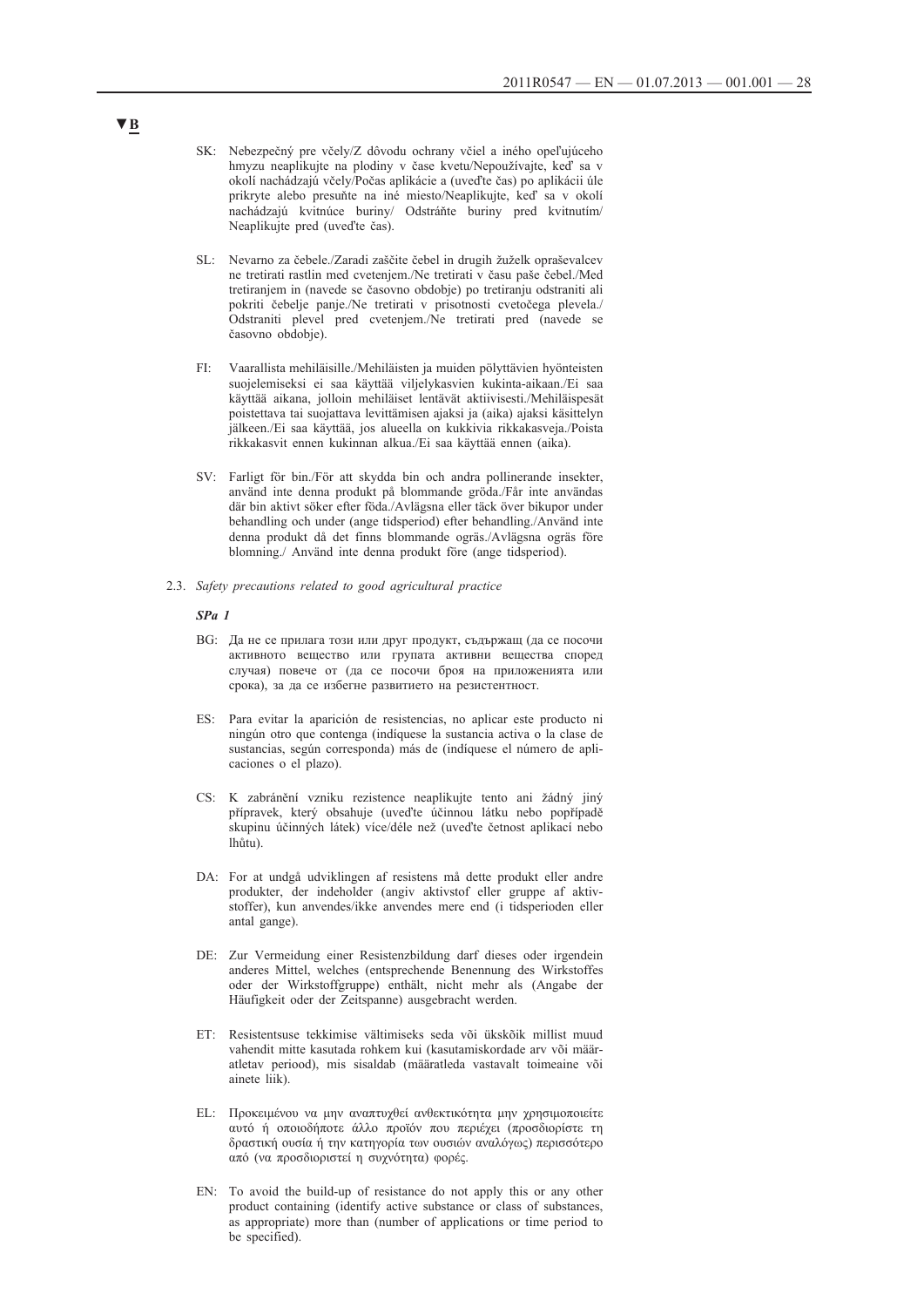▼B

SK: Nebezpečný pre včely/Z dôvodu ochrany včiel a iného opeľujúceho hmyzu neaplikujte na plodiny v čase kvetu/Nepoužívajte, keď sa v okolí nachádzajú včely/Počas aplikácie a (uveďte čas) po aplikácii úle prikryte alebo presuňte na iné miesto/Neaplikujte, keď sa v okolí nachádzajú kvitnúce buriny/ Odstráňte buriny pred kvitnutím/ Neaplikujte pred (uveďte čas).

SL: Nevarno za čebele./Zaradi zaščite čebel in drugih žuželk opraševalcev ne tretirati rastlin med cvetenjem./Ne tretirati v času paše čebel./Med tretiranjem in (navede se časovno obdobje) po tretiranju odstraniti ali pokriti čebelje panje./Ne tretirati v prisotnosti cvetočega plevela./ Odstraniti plevel pred cvetenjem./Ne tretirati pred (navede se časovno obdobje).

FI: Vaarallista mehiläisille./Mehiläisten ja muiden pölyttävien hyönteisten suojelemiseksi ei saa käyttää viljelykasvien kukinta-aikaan./Ei saa käyttää aikana, jolloin mehiläiset lentävät aktiivisesti./Mehiläispesät poistettava tai suojattava levittämisen ajaksi ja (aika) ajaksi käsittelyn jälkeen./Ei saa käyttää, jos alueella on kukkivia rikkakasveja./Poista rikkakasvit ennen kukinnan alkua./Ei saa käyttää ennen (aika).

SV: Farligt för bin./För att skydda bin och andra pollinerande insekter, använd inte denna produkt på blommande gröda./Får inte användas där bin aktivt söker efter föda./Avlägsna eller täck över bikupor under behandling och under (ange tidsperiod) efter behandling./Använd inte denna produkt då det finns blommande ogräs./Avlägsna ogräs före blomning./ Använd inte denna produkt före (ange tidsperiod).

2.3. *Safety precautions related to good agricultural practice*

***SPa 1***

BG: Да не се прилага този или друг продукт, съдържащ (да се посочи активното вещество или групата активни вещества според случая) повече от (да се посочи броя на приложенията или срока), за да се избегне развитието на резистентност.

ES: Para evitar la aparición de resistencias, no aplicar este producto ni ningún otro que contenga (indíquese la sustancia activa o la clase de sustancias, según corresponda) más de (indíquese el número de aplicaciones o el plazo).

CS: K zabránění vzniku rezistence neaplikujte tento ani žádný jiný přípravek, který obsahuje (uveďte účinnou látku nebo popřípadě skupinu účinných látek) více/déle než (uveďte četnost aplikací nebo lhůtu).

DA: For at undgå udviklingen af resistens må dette produkt eller andre produkter, der indeholder (angiv aktivstof eller gruppe af aktivstoffer), kun anvendes/ikke anvendes mere end (i tidsperioden eller antal gange).

DE: Zur Vermeidung einer Resistenzbildung darf dieses oder irgendein anderes Mittel, welches (entsprechende Benennung des Wirkstoffes oder der Wirkstoffgruppe) enthält, nicht mehr als (Angabe der Häufigkeit oder der Zeitspanne) ausgebracht werden.

ET: Resistentsuse tekkimise vältimiseks seda või ükskõik millist muud vahendit mitte kasutada rohkem kui (kasutamiskordade arv või määratletav periood), mis sisaldab (määratleda vastavalt toimeaine või ainete liik).

EL: Προκειμένου να μην αναπτυχθεί ανθεκτικότητα μην χρησιμοποιείτε αυτό ή οποιοδήποτε άλλο προϊόν που περιέχει (προσδιορίστε τη δραστική ουσία ή την κατηγορία των ουσιών αναλόγως) περισσότερο από (να προσδιοριστεί η συχνότητα) φορές.

EN: To avoid the build-up of resistance do not apply this or any other product containing (identify active substance or class of substances, as appropriate) more than (number of applications or time period to be specified).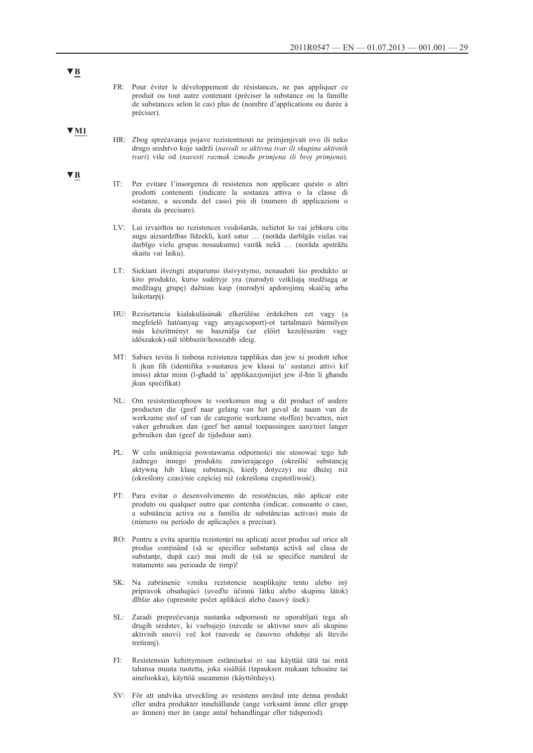▼B

FR: Pour éviter le développement de résistances, ne pas appliquer ce produit ou tout autre contenant (préciser la substance ou la famille de substances selon le cas) plus de (nombre d'applications ou durée à préciser).

▼M1

HR: Zbog sprečavanja pojave rezistentnosti ne primjenjivati ovo ili neko drugo sredstvo koje sadrži (*navodi se aktivna tvar ili skupina aktivnih tvari*) više od (*navesti razmak između primjena ili broj primjena*).

▼B

IT: Per evitare l'insorgenza di resistenza non applicare questo o altri prodotti contenenti (indicare la sostanza attiva o la classe di sostanze, a seconda del caso) più di (numero di applicazioni o durata da precisare).

LV: Lai izvairītos no rezistences veidošanās, nelietot šo vai jebkuru citu augu aizsardzības līdzekli, kurš satur … (norāda darbīgās vielas vai darbīgo vielu grupas nosaukumu) vairāk nekā … (norāda apstrāžu skaitu vai laiku).

LT: Siekiant išvengti atsparumo išsivystymo, nenaudoti šio produkto ar kito produkto, kurio sudėtyje yra (nurodyti veikliąją medžiagą ar medžiagų grupę) dažniau kaip (nurodyti apdorojimų skaičių arba laikotarpį).

HU: Rezisztencia kialakulásának elkerülése érdekében ezt vagy (a megfelelő hatóanyag vagy anyagcsoport)-ot tartalmazó bármilyen más készítményt ne használja (az előírt kezelésszám vagy időszakok)-nál többször/hosszabb ideig.

MT: Sabiex tevita li tinbena reżistenza tapplikax dan jew xi prodott ieħor li jkun fih (identifika s-sustanza jew klassi ta' sustanzi attivi kif imiss) aktar minn (l-għadd ta' applikazzjonijiet jew il-ħin li għandu jkun speċifikat)

NL: Om resistentieopbouw te voorkomen mag u dit product of andere producten die (geef naar gelang van het geval de naam van de werkzame stof of van de categorie werkzame stoffen) bevatten, niet vaker gebruiken dan (geef het aantal toepassingen aan)/niet langer gebruiken dan (geef de tijdsduur aan).

PL: W celu uniknięcia powstawania odporności nie stosować tego lub żadnego innego produktu zawierającego (określić substancję aktywną lub klasę substancji, kiedy dotyczy) nie dłużej niż (określony czas)/nie częściej niż (określona częstotliwość).

PT: Para evitar o desenvolvimento de resistências, não aplicar este produto ou qualquer outro que contenha (indicar, consoante o caso, a substância activa ou a família de substâncias activas) mais de (número ou período de aplicações a precisar).

RO: Pentru a evita apariția rezistenței nu aplicați acest produs sal orice alt produs conținând (să se specifice substanța activă sal clasa de substanțe, după caz) mai mult de (să se specifice numărul de tratamente sau perioada de timp)!

SK: Na zabránenie vzniku rezistencie neaplikujte tento alebo iný prípravok obsahujúci (uveďte účinnú látku alebo skupinu látok) dlhšie ako (upresnite počet aplikácií alebo časový úsek).

SL: Zaradi preprečevanja nastanka odpornosti ne uporabljati tega ali drugih sredstev, ki vsebujejo (navede se aktivno snov ali skupino aktivnih snovi) več kot (navede se časovno obdobje ali število tretiranj).

FI: Resistenssin kehittymisen estämiseksi ei saa käyttää tätä tai mitä tahansa muuta tuotetta, joka sisältää (tapauksen mukaan tehoaine tai aineluokka), käyttöä useammin (käyttötiheys).

SV: För att undvika utveckling av resistens använd inte denna produkt eller andra produkter innehållande (ange verksamt ämne eller grupp av ämnen) mer än (ange antal behandlingar eller tidsperiod).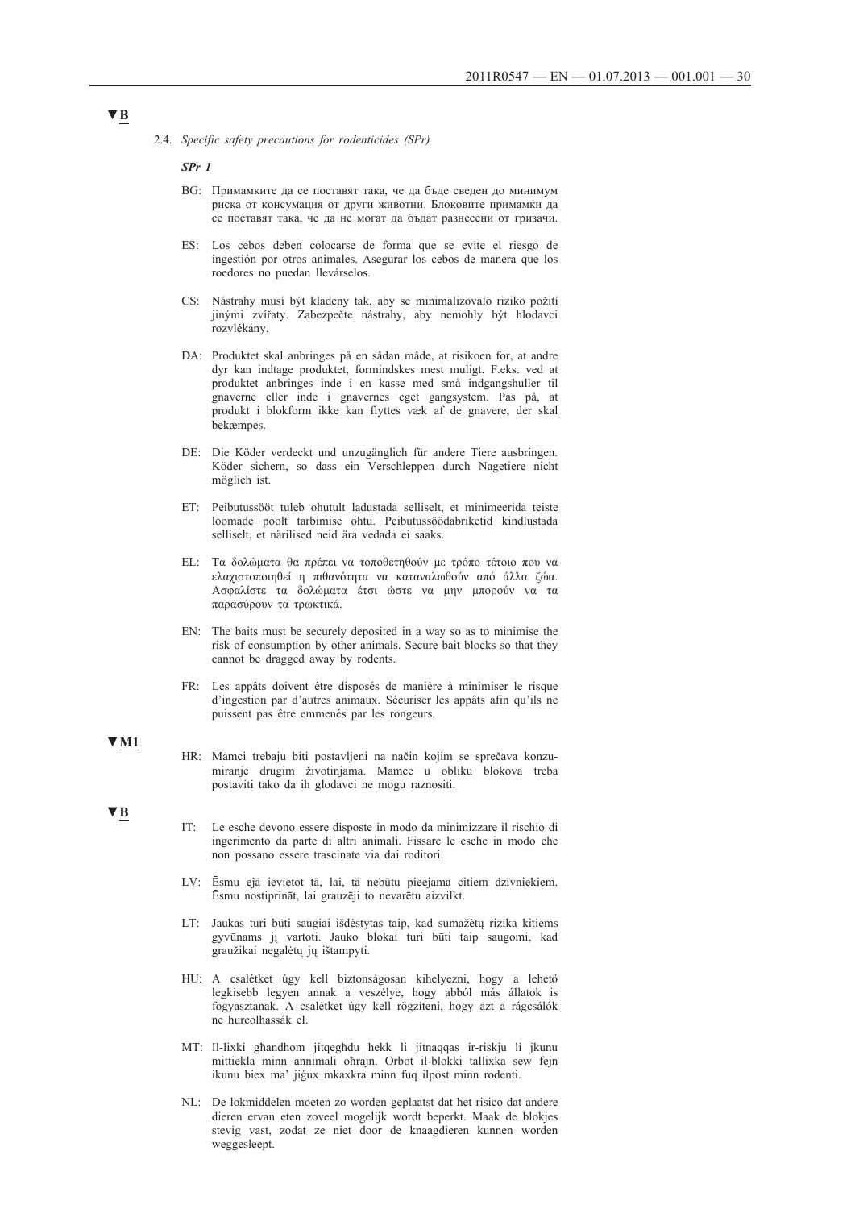▼B

2.4. *Specific safety precautions for rodenticides (SPr)*

***SPr 1***

BG: Примамките да се поставят така, че да бъде сведен до минимум риска от консумация от други животни. Блоковите примамки да се поставят така, че да не могат да бъдат разнесени от гризачи.

ES: Los cebos deben colocarse de forma que se evite el riesgo de ingestión por otros animales. Asegurar los cebos de manera que los roedores no puedan llevárselos.

CS: Nástrahy musí být kladeny tak, aby se minimalizovalo riziko požití jinými zvířaty. Zabezpečte nástrahy, aby nemohly být hlodavci rozvlékány.

DA: Produktet skal anbringes på en sådan måde, at risikoen for, at andre dyr kan indtage produktet, formindskes mest muligt. F.eks. ved at produktet anbringes inde i en kasse med små indgangshuller til gnaverne eller inde i gnavernes eget gangsystem. Pas på, at produkt i blokform ikke kan flyttes væk af de gnavere, der skal bekæmpes.

DE: Die Köder verdeckt und unzugänglich für andere Tiere ausbringen. Köder sichern, so dass ein Verschleppen durch Nagetiere nicht möglich ist.

ET: Peibutussööt tuleb ohutult ladustada selliselt, et minimeerida teiste loomade poolt tarbimise ohtu. Peibutussöödabriketid kindlustada selliselt, et närilised neid ära vedada ei saaks.

EL: Τα δολώματα θα πρέπει να τοποθετηθούν με τρόπο τέτοιο που να ελαχιστοποιηθεί η πιθανότητα να καταναλωθούν από άλλα ζώα. Ασφαλίστε τα δολώματα έτσι ώστε να μην μπορούν να τα παρασύρουν τα τρωκτικά.

EN: The baits must be securely deposited in a way so as to minimise the risk of consumption by other animals. Secure bait blocks so that they cannot be dragged away by rodents.

FR: Les appâts doivent être disposés de manière à minimiser le risque d'ingestion par d'autres animaux. Sécuriser les appâts afin qu'ils ne puissent pas être emmenés par les rongeurs.

▼M1

HR: Mamci trebaju biti postavljeni na način kojim se sprečava konzumiranje drugim životinjama. Mamce u obliku blokova treba postaviti tako da ih glodavci ne mogu raznositi.

▼B

IT: Le esche devono essere disposte in modo da minimizzare il rischio di ingerimento da parte di altri animali. Fissare le esche in modo che non possano essere trascinate via dai roditori.

LV: Ēsmu ejā ievietot tā, lai, tā nebūtu pieejama citiem dzīvniekiem. Ēsmu nostiprināt, lai grauzēji to nevarētu aizvilkt.

LT: Jaukas turi būti saugiai išdėstytas taip, kad sumažėtų rizika kitiems gyvūnams jį vartoti. Jauko blokai turi būti taip saugomi, kad graužikai negalėtų jų ištampyti.

HU: A csalétket úgy kell biztonságosan kihelyezni, hogy a lehető legkisebb legyen annak a veszélye, hogy abból más állatok is fogyasztanak. A csalétket úgy kell rögzíteni, hogy azt a rágcsálók ne hurcolhassák el.

MT: Il-lixki għandhom jitqegħdu hekk li jitnaqqas ir-riskju li jkunu mittiekla minn annimali oħrajn. Orbot il-blokki tallixka sew fejn ikunu biex ma' jiġux mkaxkra minn fuq ilpost minn rodenti.

NL: De lokmiddelen moeten zo worden geplaatst dat het risico dat andere dieren ervan eten zoveel mogelijk wordt beperkt. Maak de blokjes stevig vast, zodat ze niet door de knaagdieren kunnen worden weggesleept.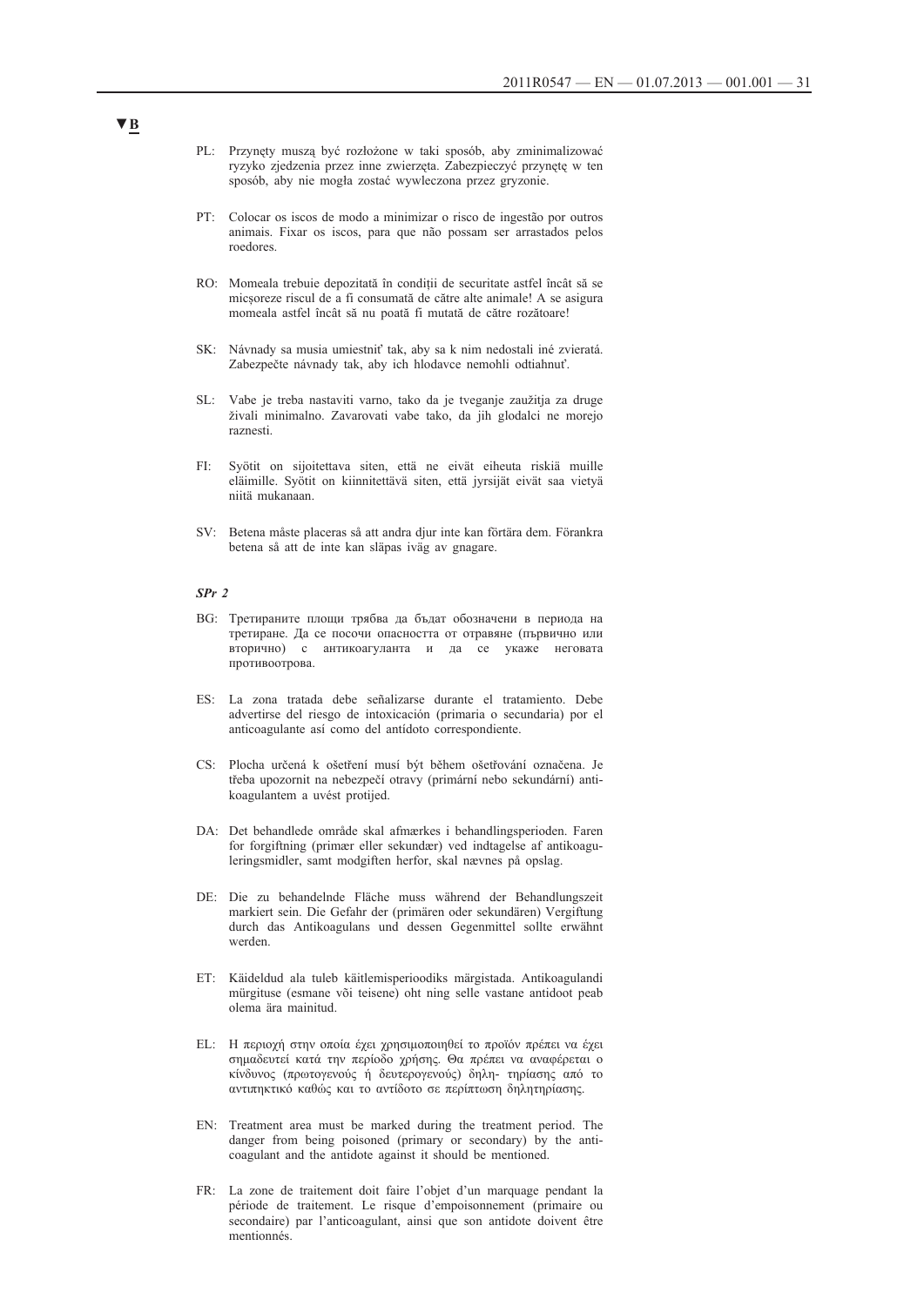▼B

PL: Przynęty muszą być rozłożone w taki sposób, aby zminimalizować ryzyko zjedzenia przez inne zwierzęta. Zabezpieczyć przynętę w ten sposób, aby nie mogła zostać wywleczona przez gryzonie.

PT: Colocar os iscos de modo a minimizar o risco de ingestão por outros animais. Fixar os iscos, para que não possam ser arrastados pelos roedores.

RO: Momeala trebuie depozitată în condiții de securitate astfel încât să se micșoreze riscul de a fi consumată de către alte animale! A se asigura momeala astfel încât să nu poată fi mutată de către rozătoare!

SK: Návnady sa musia umiestniť tak, aby sa k nim nedostali iné zvieratá. Zabezpečte návnady tak, aby ich hlodavce nemohli odtiahnuť.

SL: Vabe je treba nastaviti varno, tako da je tveganje zaužitja za druge živali minimalno. Zavarovati vabe tako, da jih glodalci ne morejo raznesti.

FI: Syötit on sijoitettava siten, että ne eivät aiheuta riskiä muille eläimille. Syötit on kiinnitettävä siten, että jyrsijät eivät saa vietyä niitä mukanaan.

SV: Betena måste placeras så att andra djur inte kan förtära dem. Förankra betena så att de inte kan släpas iväg av gnagare.

***SPr 2***

BG: Третираните площи трябва да бъдат обозначени в периода на третиране. Да се посочи опасността от отравяне (първично или вторично) с антикоагуланта и да се укаже неговата противоотрова.

ES: La zona tratada debe señalizarse durante el tratamiento. Debe advertirse del riesgo de intoxicación (primaria o secundaria) por el anticoagulante así como del antídoto correspondiente.

CS: Plocha určená k ošetření musí být během ošetřování označena. Je třeba upozornit na nebezpečí otravy (primární nebo sekundární) antikoagulantem a uvést protijed.

DA: Det behandlede område skal afmærkes i behandlingsperioden. Faren for forgiftning (primær eller sekundær) ved indtagelse af antikoaguleringsmidler, samt modgiften herfor, skal nævnes på opslag.

DE: Die zu behandelnde Fläche muss während der Behandlungszeit markiert sein. Die Gefahr der (primären oder sekundären) Vergiftung durch das Antikoagulans und dessen Gegenmittel sollte erwähnt werden.

ET: Käideldud ala tuleb käitlemisperioodiks märgistada. Antikoagulandi mürgituse (esmane või teisene) oht ning selle vastane antidoot peab olema ära mainitud.

EL: Η περιοχή στην οποία έχει χρησιμοποιηθεί το προϊόν πρέπει να έχει σημαδευτεί κατά την περίοδο χρήσης. Θα πρέπει να αναφέρεται ο κίνδυνος (πρωτογενούς ή δευτερογενούς) δηλη- τηρίασης από το αντιπηκτικό καθώς και το αντίδοτο σε περίπτωση δηλητηρίασης.

EN: Treatment area must be marked during the treatment period. The danger from being poisoned (primary or secondary) by the anticoagulant and the antidote against it should be mentioned.

FR: La zone de traitement doit faire l'objet d'un marquage pendant la période de traitement. Le risque d'empoisonnement (primaire ou secondaire) par l'anticoagulant, ainsi que son antidote doivent être mentionnés.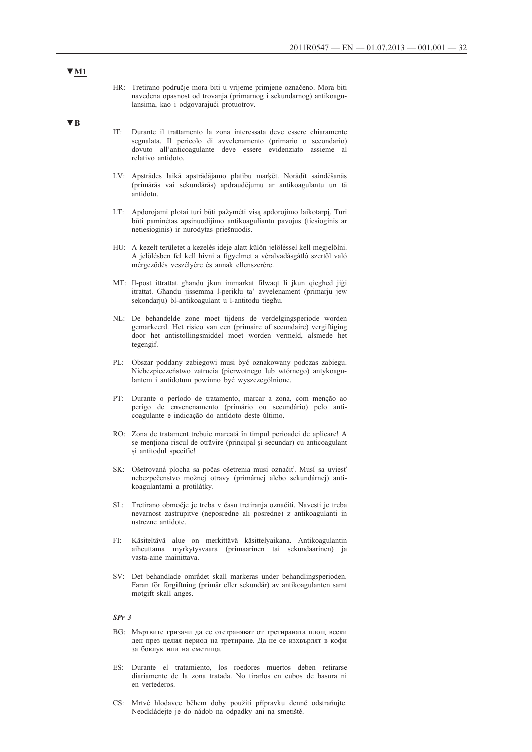▼M1

HR: Tretirano područje mora biti u vrijeme primjene označeno. Mora biti navedena opasnost od trovanja (primarnog i sekundarnog) antikoagulansima, kao i odgovarajući protuotrov.

▼B

IT: Durante il trattamento la zona interessata deve essere chiaramente segnalata. Il pericolo di avvelenamento (primario o secondario) dovuto all'anticoagulante deve essere evidenziato assieme al relativo antidoto.

LV: Apstrādes laikā apstrādājamo platību marķēt. Norādīt saindēšanās (primārās vai sekundārās) apdraudējumu ar antikoagulantu un tā antidotu.

LT: Apdorojami plotai turi būti pažymėti visą apdorojimo laikotarpį. Turi būti paminėtas apsinuodijimo antikoaguliantu pavojus (tiesioginis ar netiesioginis) ir nurodytas priešnuodis.

HU: A kezelt területet a kezelés ideje alatt külön jelöléssel kell megjelölni. A jelölésben fel kell hívni a figyelmet a véralvadásgátló szertől való mérgeződés veszélyére és annak ellenszerére.

MT: Il-post ittrattat għandu jkun immarkat filwaqt li jkun qiegħed jiġi ittrattat. Għandu jissemma l-periklu ta' avvelenament (primarju jew sekondarju) bl-antikoagulant u l-antitodu tiegħu.

NL: De behandelde zone moet tijdens de verdelgingsperiode worden gemarkeerd. Het risico van een (primaire of secundaire) vergiftiging door het antistollingsmiddel moet worden vermeld, alsmede het tegengif.

PL: Obszar poddany zabiegowi musi być oznakowany podczas zabiegu. Niebezpieczeństwo zatrucia (pierwotnego lub wtórnego) antykoagulantem i antidotum powinno być wyszczególnione.

PT: Durante o período de tratamento, marcar a zona, com menção ao perigo de envenenamento (primário ou secundário) pelo anticoagulante e indicação do antídoto deste último.

RO: Zona de tratament trebuie marcată în timpul perioadei de aplicare! A se menționa riscul de otrăvire (principal și secundar) cu anticoagulant și antitodul specific!

SK: Ošetrovaná plocha sa počas ošetrenia musí označiť. Musí sa uviesť nebezpečenstvo možnej otravy (primárnej alebo sekundárnej) antikoagulantami a protilátky.

SL: Tretirano območje je treba v času tretiranja označiti. Navesti je treba nevarnost zastrupitve (neposredne ali posredne) z antikoagulanti in ustrezne antidote.

FI: Käsiteltävä alue on merkittävä käsittelyaikana. Antikoagulantin aiheuttama myrkytysvaara (primaarinen tai sekundaarinen) ja vasta-aine mainittava.

SV: Det behandlade området skall markeras under behandlingsperioden. Faran för förgiftning (primär eller sekundär) av antikoagulanten samt motgift skall anges.

***SPr 3***

BG: Мъртвите гризачи да се отстраняват от третираната площ всеки ден през целия период на третиране. Да не се изхвърлят в кофи за боклук или на сметища.

ES: Durante el tratamiento, los roedores muertos deben retirarse diariamente de la zona tratada. No tirarlos en cubos de basura ni en vertederos.

CS: Mrtvé hlodavce během doby použití přípravku denně odstraňujte. Neodkládejte je do nádob na odpadky ani na smetiště.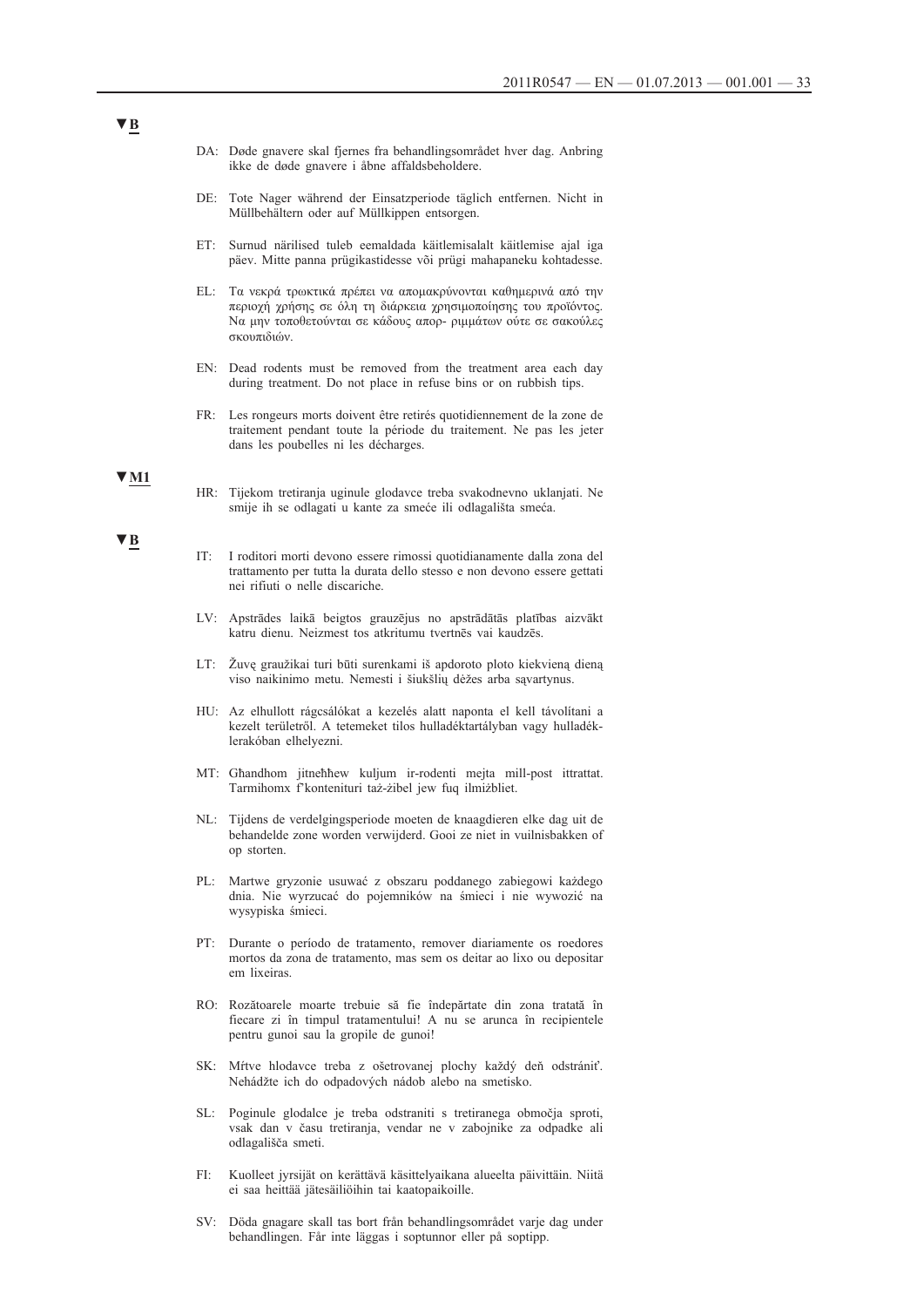▼B

DA: Døde gnavere skal fjernes fra behandlingsområdet hver dag. Anbring ikke de døde gnavere i åbne affaldsbeholdere.

DE: Tote Nager während der Einsatzperiode täglich entfernen. Nicht in Müllbehältern oder auf Müllkippen entsorgen.

ET: Surnud närilised tuleb eemaldada käitlemisalalt käitlemise ajal iga päev. Mitte panna prügikastidesse või prügi mahapaneku kohtadesse.

EL: Τα νεκρά τρωκτικά πρέπει να απομακρύνονται καθημερινά από την περιοχή χρήσης σε όλη τη διάρκεια χρησιμοποίησης του προϊόντος. Να μην τοποθετούνται σε κάδους απορ- ριμμάτων ούτε σε σακούλες σκουπιδιών.

EN: Dead rodents must be removed from the treatment area each day during treatment. Do not place in refuse bins or on rubbish tips.

FR: Les rongeurs morts doivent être retirés quotidiennement de la zone de traitement pendant toute la période du traitement. Ne pas les jeter dans les poubelles ni les décharges.

▼M1

HR: Tijekom tretiranja uginule glodavce treba svakodnevno uklanjati. Ne smije ih se odlagati u kante za smeće ili odlagališta smeća.

▼B

IT: I roditori morti devono essere rimossi quotidianamente dalla zona del trattamento per tutta la durata dello stesso e non devono essere gettati nei rifiuti o nelle discariche.

LV: Apstrādes laikā beigtos grauzējus no apstrādātās platības aizvākt katru dienu. Neizmest tos atkritumu tvertnēs vai kaudzēs.

LT: Žuvę graužikai turi būti surenkami iš apdoroto ploto kiekvieną dieną viso naikinimo metu. Nemesti į šiukšlių dėžes arba sąvartynus.

HU: Az elhullott rágcsálókat a kezelés alatt naponta el kell távolítani a kezelt területről. A tetemeket tilos hulladéktartályban vagy hulladék-lerakóban elhelyezni.

MT: Għandhom jitneħħew kuljum ir-rodenti mejta mill-post ittrattat. Tarmihomx f'kontenituri taż-żibel jew fuq ilmiżbliet.

NL: Tijdens de verdelgingsperiode moeten de knaagdieren elke dag uit de behandelde zone worden verwijderd. Gooi ze niet in vuilnisbakken of op storten.

PL: Martwe gryzonie usuwać z obszaru poddanego zabiegowi każdego dnia. Nie wyrzucać do pojemników na śmieci i nie wywozić na wysypiska śmieci.

PT: Durante o período de tratamento, remover diariamente os roedores mortos da zona de tratamento, mas sem os deitar ao lixo ou depositar em lixeiras.

RO: Rozătoarele moarte trebuie să fie îndepărtate din zona tratată în fiecare zi în timpul tratamentului! A nu se arunca în recipientele pentru gunoi sau la gropile de gunoi!

SK: Mŕtve hlodavce treba z ošetrovanej plochy každý deň odstrániť. Neházdžte ich do odpadových nádob alebo na smetisko.

SL: Poginule glodalce je treba odstraniti s tretiranega območja sproti, vsak dan v času tretiranja, vendar ne v zabojnike za odpadke ali odlagališča smeti.

FI: Kuolleet jyrsijät on kerättävä käsittelyaikana alueelta päivittäin. Niitä ei saa heittää jätesäiliöihin tai kaatopaikoille.

SV: Döda gnagare skall tas bort från behandlingsområdet varje dag under behandlingen. Får inte läggas i soptunnor eller på soptipp.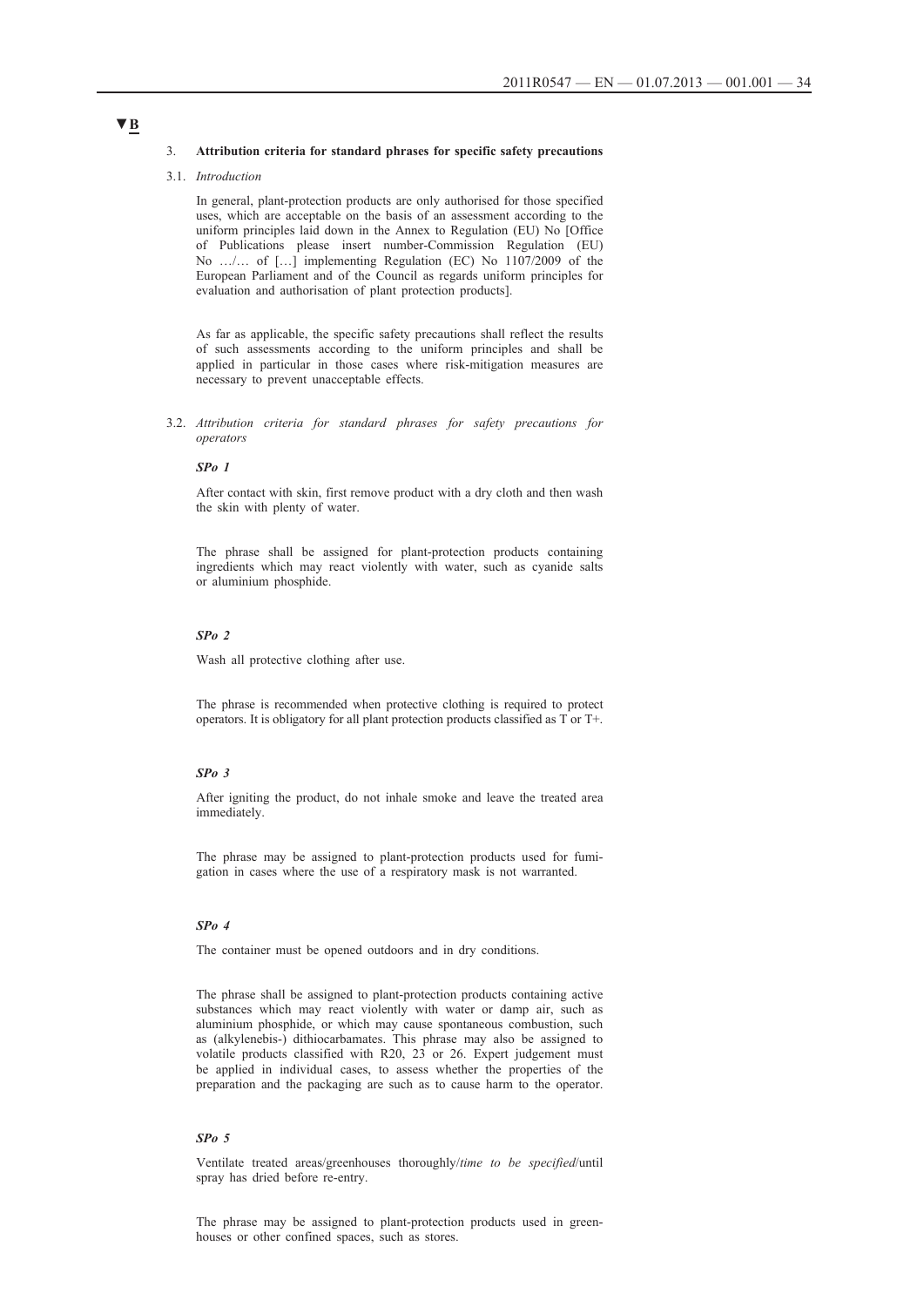▼B

### 3. **Attribution criteria for standard phrases for specific safety precautions**

#### 3.1. *Introduction*

In general, plant-protection products are only authorised for those specified uses, which are acceptable on the basis of an assessment according to the uniform principles laid down in the Annex to Regulation (EU) No [Office of Publications please insert number-Commission Regulation (EU) No …/… of […] implementing Regulation (EC) No 1107/2009 of the European Parliament and of the Council as regards uniform principles for evaluation and authorisation of plant protection products].

As far as applicable, the specific safety precautions shall reflect the results of such assessments according to the uniform principles and shall be applied in particular in those cases where risk-mitigation measures are necessary to prevent unacceptable effects.

#### 3.2. *Attribution criteria for standard phrases for safety precautions for operators*

***SPo 1***

After contact with skin, first remove product with a dry cloth and then wash the skin with plenty of water.

The phrase shall be assigned for plant-protection products containing ingredients which may react violently with water, such as cyanide salts or aluminium phosphide.

***SPo 2***

Wash all protective clothing after use.

The phrase is recommended when protective clothing is required to protect operators. It is obligatory for all plant protection products classified as T or T+.

***SPo 3***

After igniting the product, do not inhale smoke and leave the treated area immediately.

The phrase may be assigned to plant-protection products used for fumigation in cases where the use of a respiratory mask is not warranted.

***SPo 4***

The container must be opened outdoors and in dry conditions.

The phrase shall be assigned to plant-protection products containing active substances which may react violently with water or damp air, such as aluminium phosphide, or which may cause spontaneous combustion, such as (alkylenebis-) dithiocarbamates. This phrase may also be assigned to volatile products classified with R20, 23 or 26. Expert judgement must be applied in individual cases, to assess whether the properties of the preparation and the packaging are such as to cause harm to the operator.

***SPo 5***

Ventilate treated areas/greenhouses thoroughly/*time to be specified*/until spray has dried before re-entry.

The phrase may be assigned to plant-protection products used in greenhouses or other confined spaces, such as stores.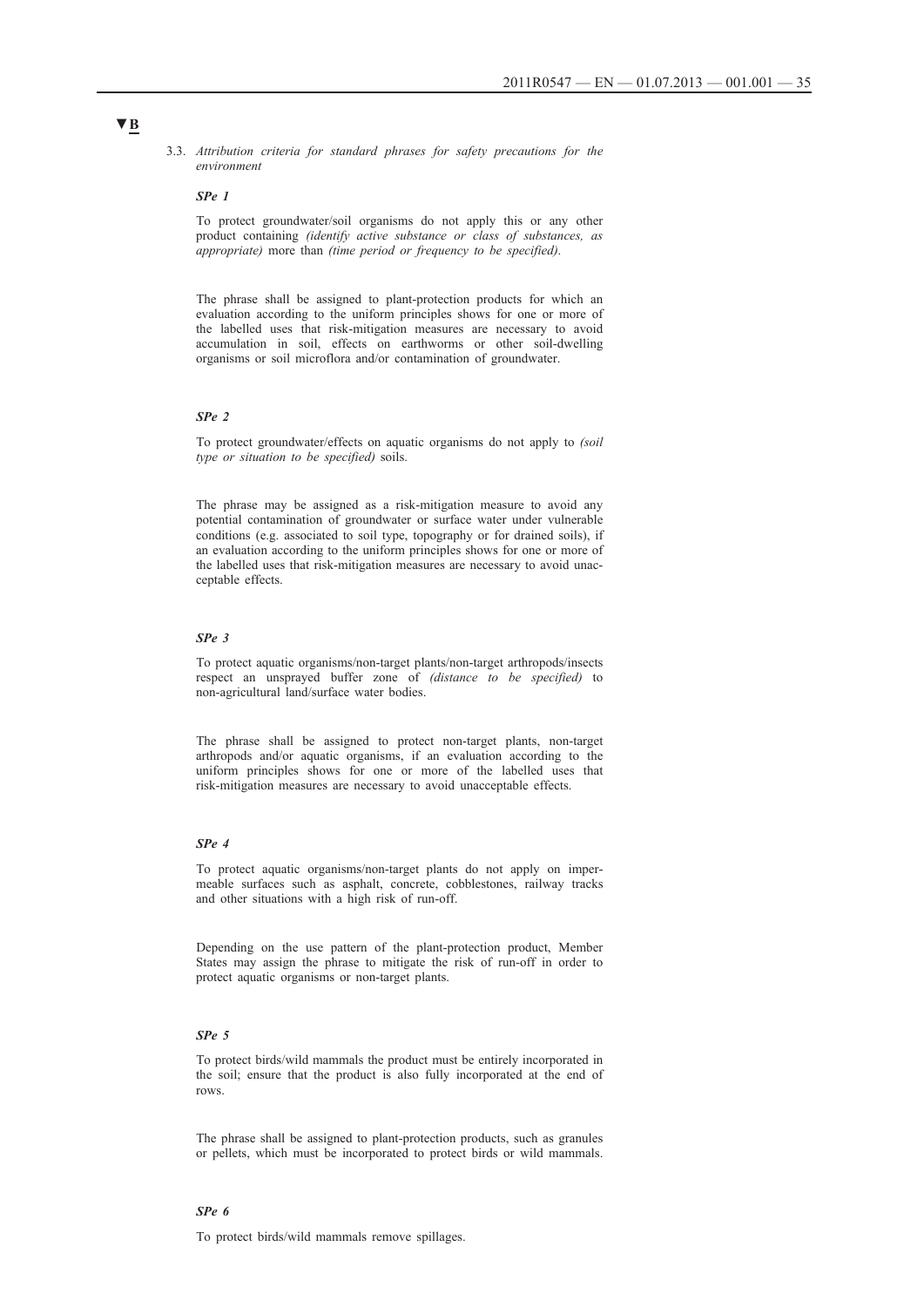▼B

3.3. *Attribution criteria for standard phrases for safety precautions for the environment*

*SPe 1*

To protect groundwater/soil organisms do not apply this or any other product containing *(identify active substance or class of substances, as appropriate)* more than *(time period or frequency to be specified)*.

The phrase shall be assigned to plant-protection products for which an evaluation according to the uniform principles shows for one or more of the labelled uses that risk-mitigation measures are necessary to avoid accumulation in soil, effects on earthworms or other soil-dwelling organisms or soil microflora and/or contamination of groundwater.

*SPe 2*

To protect groundwater/effects on aquatic organisms do not apply to *(soil type or situation to be specified)* soils.

The phrase may be assigned as a risk-mitigation measure to avoid any potential contamination of groundwater or surface water under vulnerable conditions (e.g. associated to soil type, topography or for drained soils), if an evaluation according to the uniform principles shows for one or more of the labelled uses that risk-mitigation measures are necessary to avoid unacceptable effects.

*SPe 3*

To protect aquatic organisms/non-target plants/non-target arthropods/insects respect an unsprayed buffer zone of *(distance to be specified)* to non-agricultural land/surface water bodies.

The phrase shall be assigned to protect non-target plants, non-target arthropods and/or aquatic organisms, if an evaluation according to the uniform principles shows for one or more of the labelled uses that risk-mitigation measures are necessary to avoid unacceptable effects.

*SPe 4*

To protect aquatic organisms/non-target plants do not apply on impermeable surfaces such as asphalt, concrete, cobblestones, railway tracks and other situations with a high risk of run-off.

Depending on the use pattern of the plant-protection product, Member States may assign the phrase to mitigate the risk of run-off in order to protect aquatic organisms or non-target plants.

*SPe 5*

To protect birds/wild mammals the product must be entirely incorporated in the soil; ensure that the product is also fully incorporated at the end of rows.

The phrase shall be assigned to plant-protection products, such as granules or pellets, which must be incorporated to protect birds or wild mammals.

*SPe 6*

To protect birds/wild mammals remove spillages.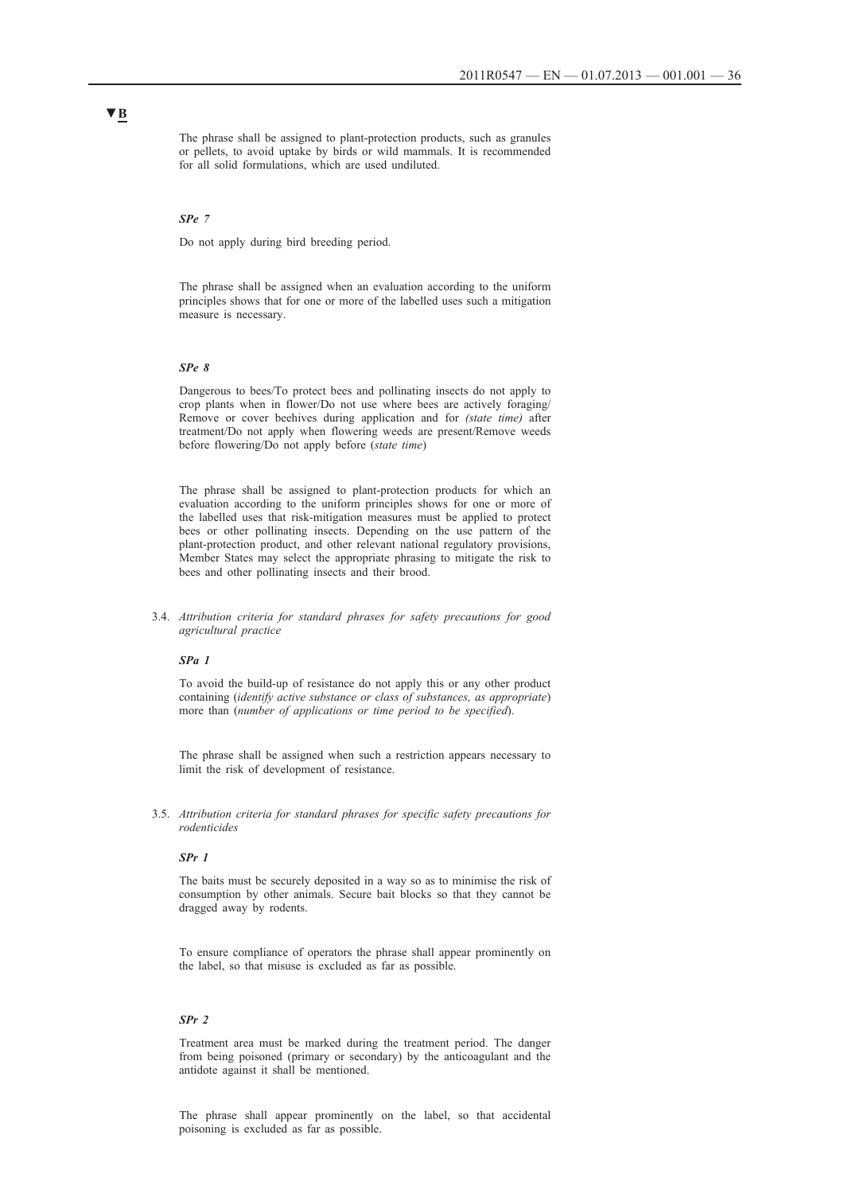▼B

The phrase shall be assigned to plant-protection products, such as granules or pellets, to avoid uptake by birds or wild mammals. It is recommended for all solid formulations, which are used undiluted.

***SPe 7***

Do not apply during bird breeding period.

The phrase shall be assigned when an evaluation according to the uniform principles shows that for one or more of the labelled uses such a mitigation measure is necessary.

***SPe 8***

Dangerous to bees/To protect bees and pollinating insects do not apply to crop plants when in flower/Do not use where bees are actively foraging/Remove or cover beehives during application and for *(state time)* after treatment/Do not apply when flowering weeds are present/Remove weeds before flowering/Do not apply before (*state time*)

The phrase shall be assigned to plant-protection products for which an evaluation according to the uniform principles shows for one or more of the labelled uses that risk-mitigation measures must be applied to protect bees or other pollinating insects. Depending on the use pattern of the plant-protection product, and other relevant national regulatory provisions, Member States may select the appropriate phrasing to mitigate the risk to bees and other pollinating insects and their brood.

3.4. *Attribution criteria for standard phrases for safety precautions for good agricultural practice*

***SPa 1***

To avoid the build-up of resistance do not apply this or any other product containing (*identify active substance or class of substances, as appropriate*) more than (*number of applications or time period to be specified*).

The phrase shall be assigned when such a restriction appears necessary to limit the risk of development of resistance.

3.5. *Attribution criteria for standard phrases for specific safety precautions for rodenticides*

***SPr 1***

The baits must be securely deposited in a way so as to minimise the risk of consumption by other animals. Secure bait blocks so that they cannot be dragged away by rodents.

To ensure compliance of operators the phrase shall appear prominently on the label, so that misuse is excluded as far as possible.

***SPr 2***

Treatment area must be marked during the treatment period. The danger from being poisoned (primary or secondary) by the anticoagulant and the antidote against it shall be mentioned.

The phrase shall appear prominently on the label, so that accidental poisoning is excluded as far as possible.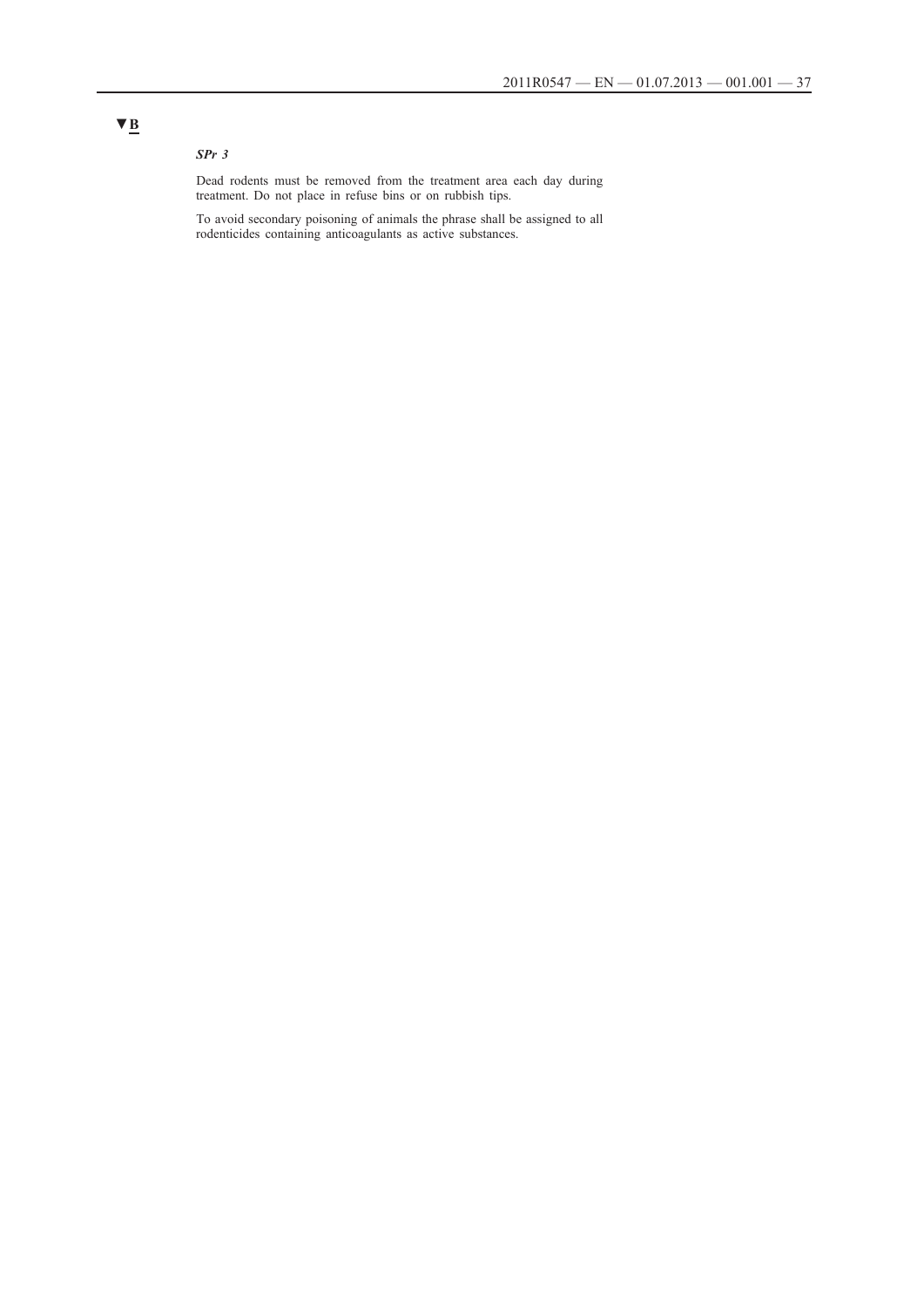▼B

***SPr 3***

Dead rodents must be removed from the treatment area each day during treatment. Do not place in refuse bins or on rubbish tips.

To avoid secondary poisoning of animals the phrase shall be assigned to all rodenticides containing anticoagulants as active substances.